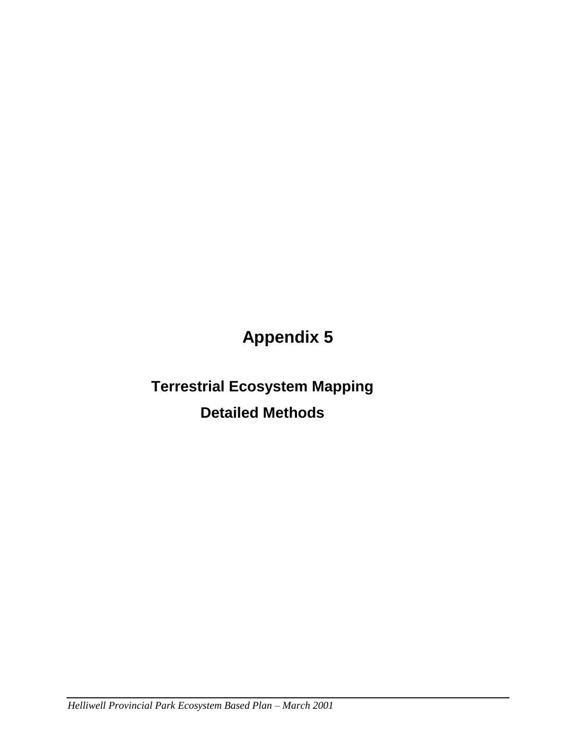# Appendix 5

## Terrestrial Ecosystem Mapping

## Detailed Methods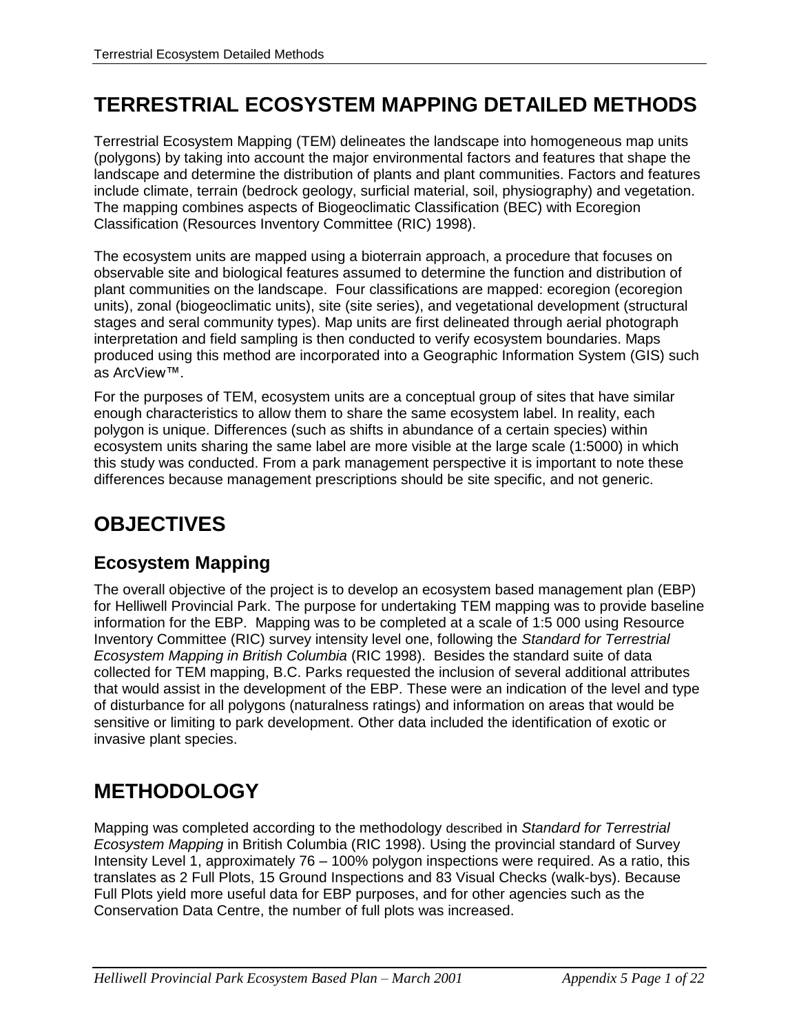# TERRESTRIAL ECOSYSTEM MAPPING DETAILED METHODS

Terrestrial Ecosystem Mapping (TEM) delineates the landscape into homogeneous map units (polygons) by taking into account the major environmental factors and features that shape the landscape and determine the distribution of plants and plant communities. Factors and features include climate, terrain (bedrock geology, surficial material, soil, physiography) and vegetation. The mapping combines aspects of Biogeoclimatic Classification (BEC) with Ecoregion Classification (Resources Inventory Committee (RIC) 1998).

The ecosystem units are mapped using a bioterrain approach, a procedure that focuses on observable site and biological features assumed to determine the function and distribution of plant communities on the landscape. Four classifications are mapped: ecoregion (ecoregion units), zonal (biogeoclimatic units), site (site series), and vegetational development (structural stages and seral community types). Map units are first delineated through aerial photograph interpretation and field sampling is then conducted to verify ecosystem boundaries. Maps produced using this method are incorporated into a Geographic Information System (GIS) such as ArcView™.

For the purposes of TEM, ecosystem units are a conceptual group of sites that have similar enough characteristics to allow them to share the same ecosystem label. In reality, each polygon is unique. Differences (such as shifts in abundance of a certain species) within ecosystem units sharing the same label are more visible at the large scale (1:5000) in which this study was conducted. From a park management perspective it is important to note these differences because management prescriptions should be site specific, and not generic.

# OBJECTIVES

## Ecosystem Mapping

The overall objective of the project is to develop an ecosystem based management plan (EBP) for Helliwell Provincial Park. The purpose for undertaking TEM mapping was to provide baseline information for the EBP. Mapping was to be completed at a scale of 1:5 000 using Resource Inventory Committee (RIC) survey intensity level one, following the *Standard for Terrestrial Ecosystem Mapping in British Columbia* (RIC 1998). Besides the standard suite of data collected for TEM mapping, B.C. Parks requested the inclusion of several additional attributes that would assist in the development of the EBP. These were an indication of the level and type of disturbance for all polygons (naturalness ratings) and information on areas that would be sensitive or limiting to park development. Other data included the identification of exotic or invasive plant species.

# METHODOLOGY

Mapping was completed according to the methodology described in *Standard for Terrestrial Ecosystem Mapping* in British Columbia (RIC 1998). Using the provincial standard of Survey Intensity Level 1, approximately 76 – 100% polygon inspections were required. As a ratio, this translates as 2 Full Plots, 15 Ground Inspections and 83 Visual Checks (walk-bys). Because Full Plots yield more useful data for EBP purposes, and for other agencies such as the Conservation Data Centre, the number of full plots was increased.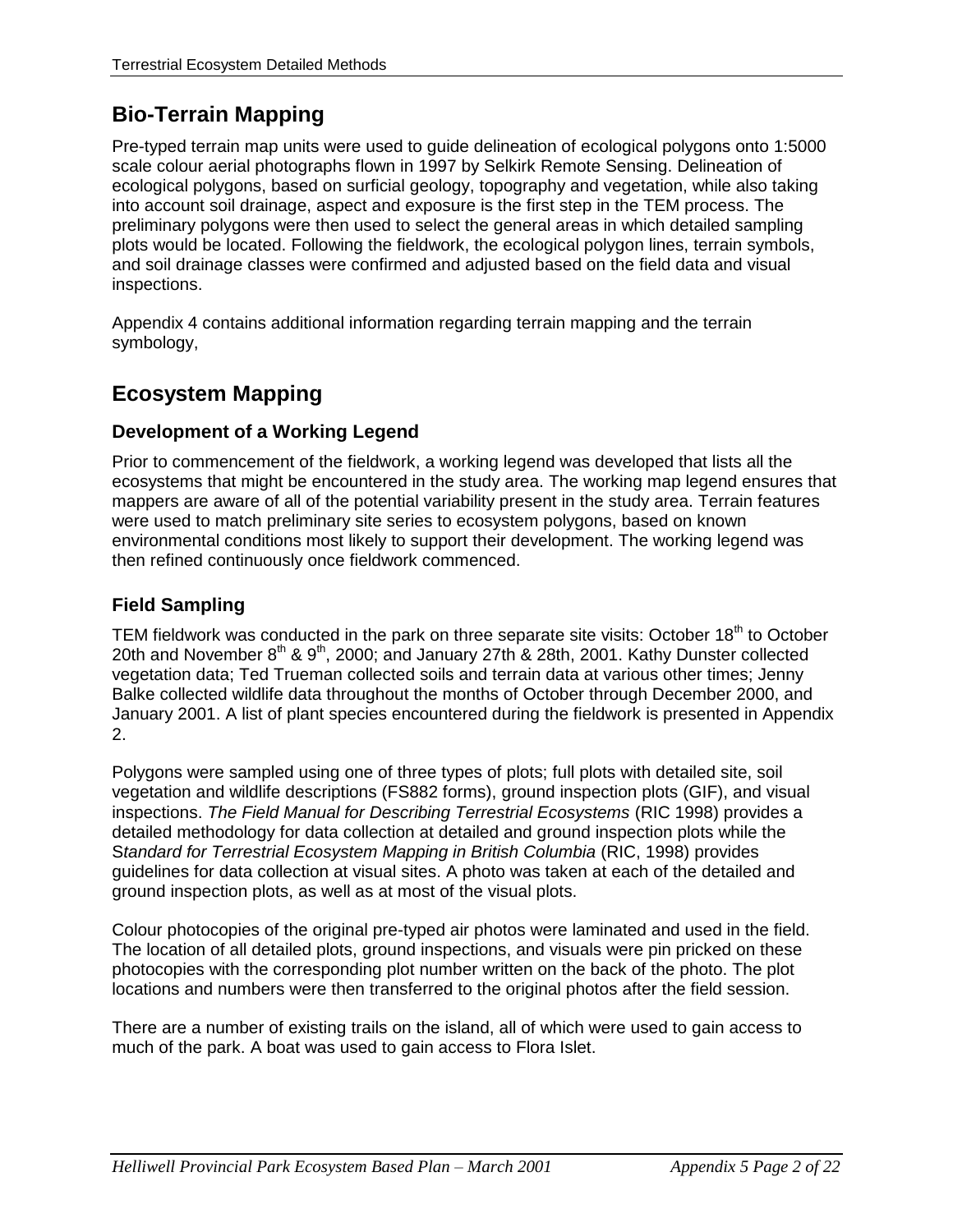## Bio-Terrain Mapping

Pre-typed terrain map units were used to guide delineation of ecological polygons onto 1:5000 scale colour aerial photographs flown in 1997 by Selkirk Remote Sensing. Delineation of ecological polygons, based on surficial geology, topography and vegetation, while also taking into account soil drainage, aspect and exposure is the first step in the TEM process. The preliminary polygons were then used to select the general areas in which detailed sampling plots would be located. Following the fieldwork, the ecological polygon lines, terrain symbols, and soil drainage classes were confirmed and adjusted based on the field data and visual inspections.

Appendix 4 contains additional information regarding terrain mapping and the terrain symbology,

## Ecosystem Mapping

### Development of a Working Legend

Prior to commencement of the fieldwork, a working legend was developed that lists all the ecosystems that might be encountered in the study area. The working map legend ensures that mappers are aware of all of the potential variability present in the study area. Terrain features were used to match preliminary site series to ecosystem polygons, based on known environmental conditions most likely to support their development. The working legend was then refined continuously once fieldwork commenced.

### Field Sampling

TEM fieldwork was conducted in the park on three separate site visits: October 18th to October 20th and November 8th & 9th, 2000; and January 27th & 28th, 2001. Kathy Dunster collected vegetation data; Ted Trueman collected soils and terrain data at various other times; Jenny Balke collected wildlife data throughout the months of October through December 2000, and January 2001. A list of plant species encountered during the fieldwork is presented in Appendix 2.

Polygons were sampled using one of three types of plots; full plots with detailed site, soil vegetation and wildlife descriptions (FS882 forms), ground inspection plots (GIF), and visual inspections. *The Field Manual for Describing Terrestrial Ecosystems* (RIC 1998) provides a detailed methodology for data collection at detailed and ground inspection plots while the S*tandard for Terrestrial Ecosystem Mapping in British Columbia* (RIC, 1998) provides guidelines for data collection at visual sites. A photo was taken at each of the detailed and ground inspection plots, as well as at most of the visual plots.

Colour photocopies of the original pre-typed air photos were laminated and used in the field. The location of all detailed plots, ground inspections, and visuals were pin pricked on these photocopies with the corresponding plot number written on the back of the photo. The plot locations and numbers were then transferred to the original photos after the field session.

There are a number of existing trails on the island, all of which were used to gain access to much of the park. A boat was used to gain access to Flora Islet.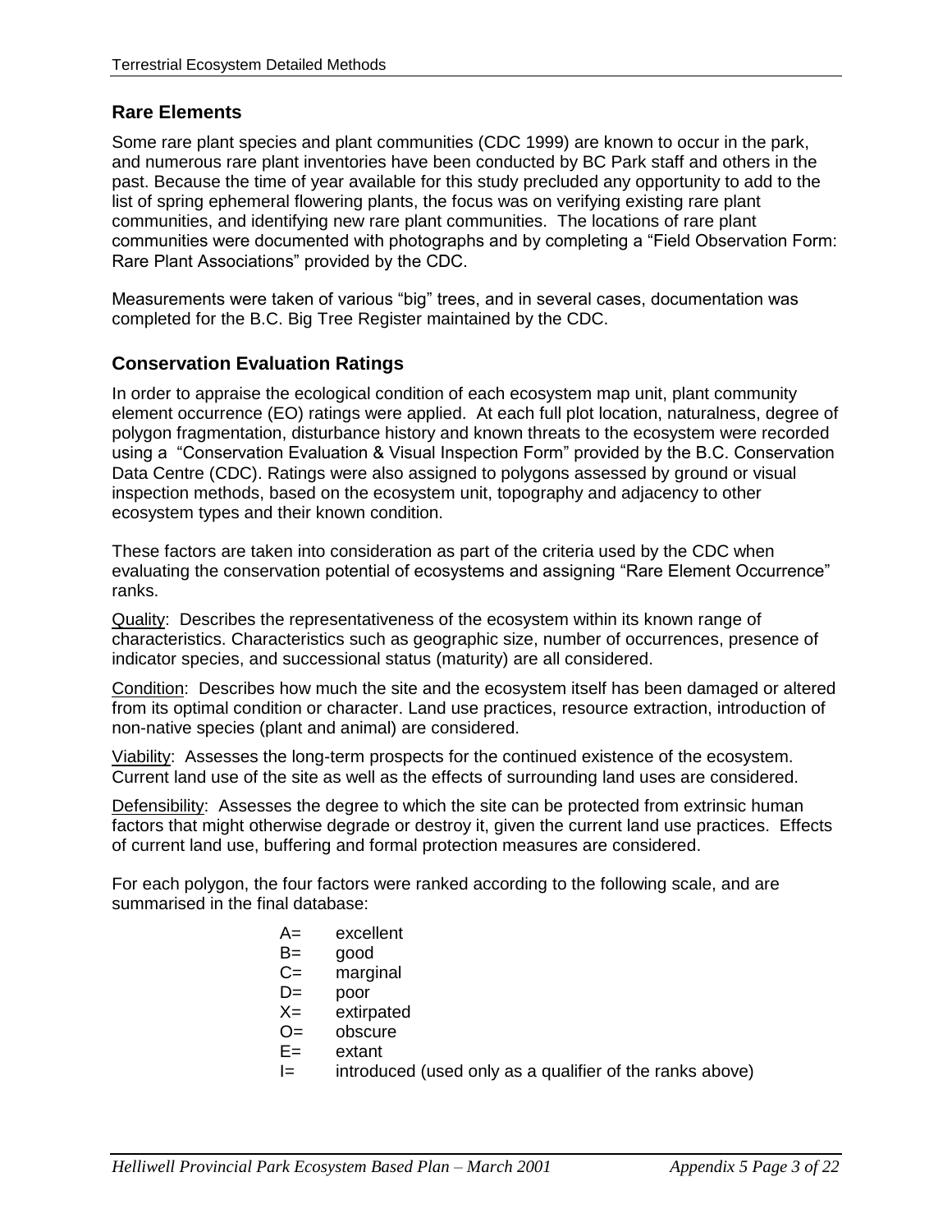## Rare Elements

Some rare plant species and plant communities (CDC 1999) are known to occur in the park, and numerous rare plant inventories have been conducted by BC Park staff and others in the past. Because the time of year available for this study precluded any opportunity to add to the list of spring ephemeral flowering plants, the focus was on verifying existing rare plant communities, and identifying new rare plant communities. The locations of rare plant communities were documented with photographs and by completing a "Field Observation Form: Rare Plant Associations" provided by the CDC.

Measurements were taken of various "big" trees, and in several cases, documentation was completed for the B.C. Big Tree Register maintained by the CDC.

## Conservation Evaluation Ratings

In order to appraise the ecological condition of each ecosystem map unit, plant community element occurrence (EO) ratings were applied. At each full plot location, naturalness, degree of polygon fragmentation, disturbance history and known threats to the ecosystem were recorded using a "Conservation Evaluation & Visual Inspection Form" provided by the B.C. Conservation Data Centre (CDC). Ratings were also assigned to polygons assessed by ground or visual inspection methods, based on the ecosystem unit, topography and adjacency to other ecosystem types and their known condition.

These factors are taken into consideration as part of the criteria used by the CDC when evaluating the conservation potential of ecosystems and assigning "Rare Element Occurrence" ranks.

<u>Quality</u>: Describes the representativeness of the ecosystem within its known range of characteristics. Characteristics such as geographic size, number of occurrences, presence of indicator species, and successional status (maturity) are all considered.

<u>Condition</u>: Describes how much the site and the ecosystem itself has been damaged or altered from its optimal condition or character. Land use practices, resource extraction, introduction of non-native species (plant and animal) are considered.

<u>Viability</u>: Assesses the long-term prospects for the continued existence of the ecosystem. Current land use of the site as well as the effects of surrounding land uses are considered.

<u>Defensibility</u>: Assesses the degree to which the site can be protected from extrinsic human factors that might otherwise degrade or destroy it, given the current land use practices. Effects of current land use, buffering and formal protection measures are considered.

For each polygon, the four factors were ranked according to the following scale, and are summarised in the final database:

- A= excellent
- B= good
- C= marginal
- D= poor
- X= extirpated
- O= obscure
- E= extant
- I= introduced (used only as a qualifier of the ranks above)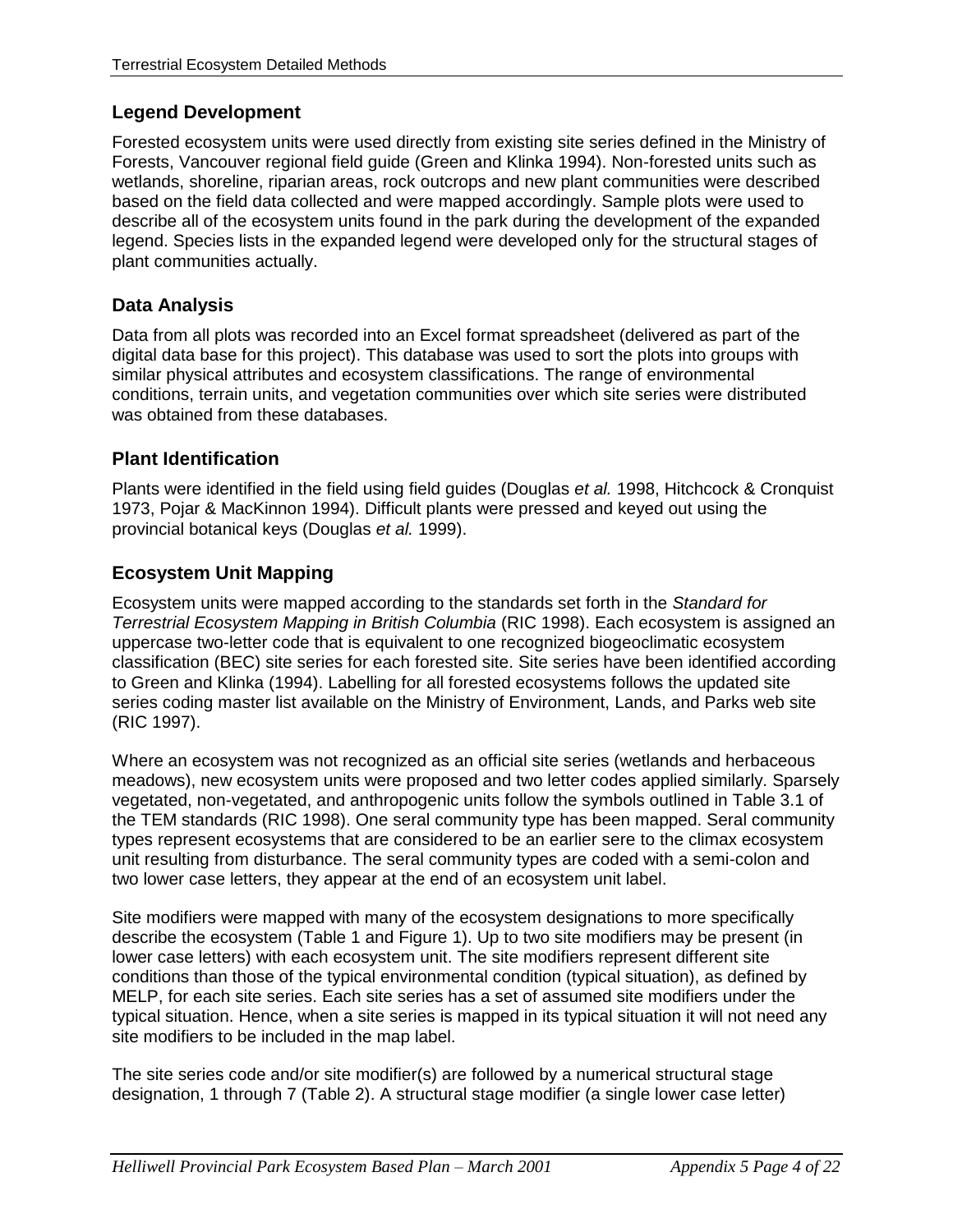## Legend Development

Forested ecosystem units were used directly from existing site series defined in the Ministry of Forests, Vancouver regional field guide (Green and Klinka 1994). Non-forested units such as wetlands, shoreline, riparian areas, rock outcrops and new plant communities were described based on the field data collected and were mapped accordingly. Sample plots were used to describe all of the ecosystem units found in the park during the development of the expanded legend. Species lists in the expanded legend were developed only for the structural stages of plant communities actually.

## Data Analysis

Data from all plots was recorded into an Excel format spreadsheet (delivered as part of the digital data base for this project). This database was used to sort the plots into groups with similar physical attributes and ecosystem classifications. The range of environmental conditions, terrain units, and vegetation communities over which site series were distributed was obtained from these databases.

## Plant Identification

Plants were identified in the field using field guides (Douglas *et al.* 1998, Hitchcock & Cronquist 1973, Pojar & MacKinnon 1994). Difficult plants were pressed and keyed out using the provincial botanical keys (Douglas *et al.* 1999).

## Ecosystem Unit Mapping

Ecosystem units were mapped according to the standards set forth in the *Standard for Terrestrial Ecosystem Mapping in British Columbia* (RIC 1998). Each ecosystem is assigned an uppercase two-letter code that is equivalent to one recognized biogeoclimatic ecosystem classification (BEC) site series for each forested site. Site series have been identified according to Green and Klinka (1994). Labelling for all forested ecosystems follows the updated site series coding master list available on the Ministry of Environment, Lands, and Parks web site (RIC 1997).

Where an ecosystem was not recognized as an official site series (wetlands and herbaceous meadows), new ecosystem units were proposed and two letter codes applied similarly. Sparsely vegetated, non-vegetated, and anthropogenic units follow the symbols outlined in Table 3.1 of the TEM standards (RIC 1998). One seral community type has been mapped. Seral community types represent ecosystems that are considered to be an earlier sere to the climax ecosystem unit resulting from disturbance. The seral community types are coded with a semi-colon and two lower case letters, they appear at the end of an ecosystem unit label.

Site modifiers were mapped with many of the ecosystem designations to more specifically describe the ecosystem (Table 1 and Figure 1). Up to two site modifiers may be present (in lower case letters) with each ecosystem unit. The site modifiers represent different site conditions than those of the typical environmental condition (typical situation), as defined by MELP, for each site series. Each site series has a set of assumed site modifiers under the typical situation. Hence, when a site series is mapped in its typical situation it will not need any site modifiers to be included in the map label.

The site series code and/or site modifier(s) are followed by a numerical structural stage designation, 1 through 7 (Table 2). A structural stage modifier (a single lower case letter)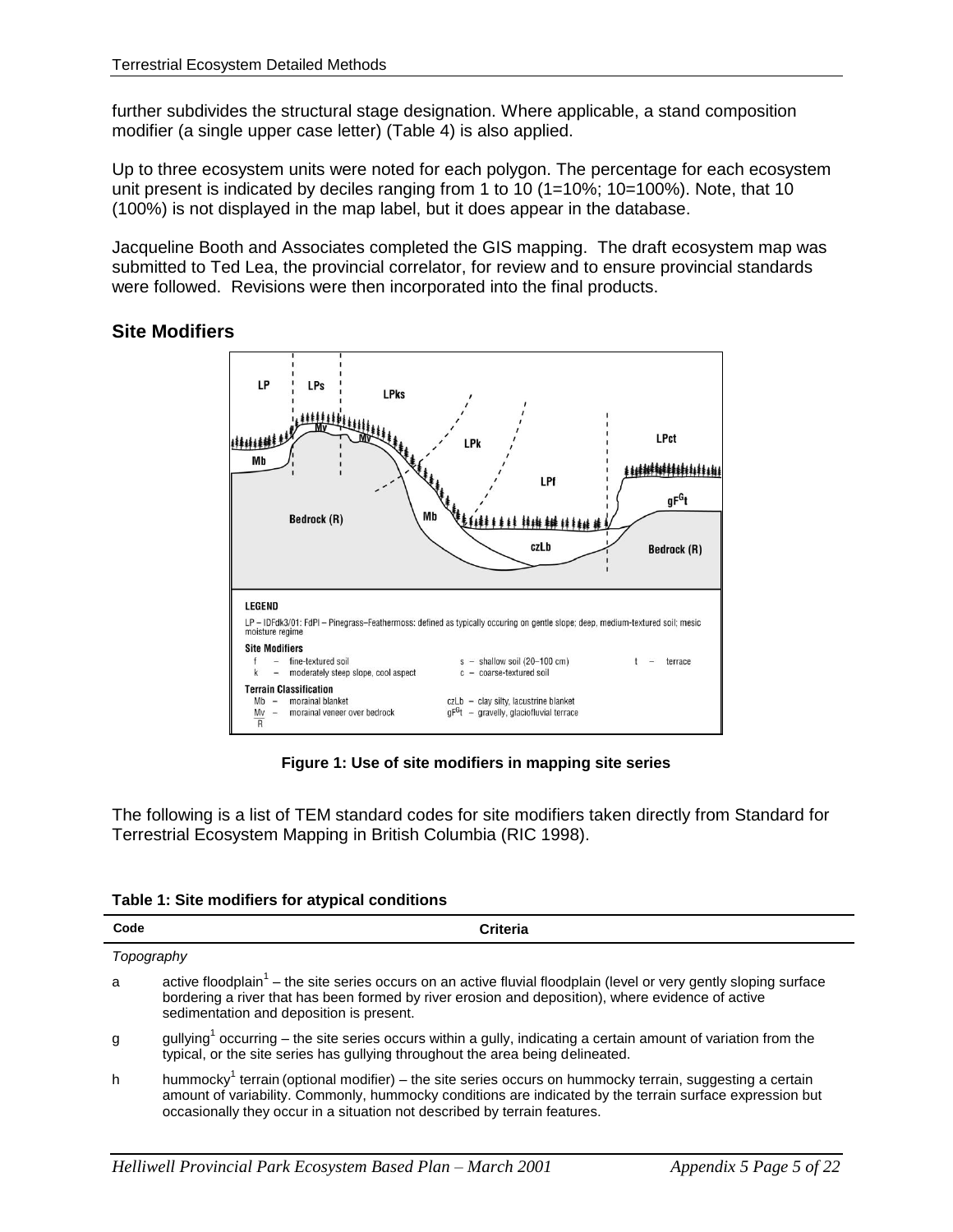further subdivides the structural stage designation. Where applicable, a stand composition modifier (a single upper case letter) (Table 4) is also applied.

Up to three ecosystem units were noted for each polygon. The percentage for each ecosystem unit present is indicated by deciles ranging from 1 to 10 (1=10%; 10=100%). Note, that 10 (100%) is not displayed in the map label, but it does appear in the database.

Jacqueline Booth and Associates completed the GIS mapping. The draft ecosystem map was submitted to Ted Lea, the provincial correlator, for review and to ensure provincial standards were followed. Revisions were then incorporated into the final products.

## Site Modifiers

**Figure 1: Use of site modifiers in mapping site series**

The following is a list of TEM standard codes for site modifiers taken directly from Standard for Terrestrial Ecosystem Mapping in British Columbia (RIC 1998).

**Table 1: Site modifiers for atypical conditions**

| Code | Criteria |
|---|---|
| *Topography* | |
| a | active floodplain[1] – the site series occurs on an active fluvial floodplain (level or very gently sloping surface bordering a river that has been formed by river erosion and deposition), where evidence of active sedimentation and deposition is present. |
| g | gullying[1] occurring – the site series occurs within a gully, indicating a certain amount of variation from the typical, or the site series has gullying throughout the area being delineated. |
| h | hummocky[1] terrain (optional modifier) – the site series occurs on hummocky terrain, suggesting a certain amount of variability. Commonly, hummocky conditions are indicated by the terrain surface expression but occasionally they occur in a situation not described by terrain features. |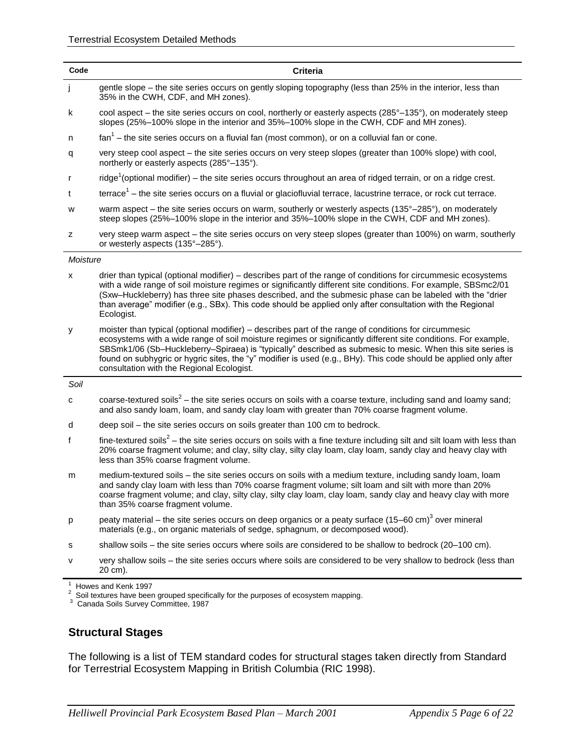| Code | Criteria |
|---|---|
| j | gentle slope – the site series occurs on gently sloping topography (less than 25% in the interior, less than 35% in the CWH, CDF, and MH zones). |
| k | cool aspect – the site series occurs on cool, northerly or easterly aspects (285°–135°), on moderately steep slopes (25%–100% slope in the interior and 35%–100% slope in the CWH, CDF and MH zones). |
| n | fan[1] – the site series occurs on a fluvial fan (most common), or on a colluvial fan or cone. |
| q | very steep cool aspect – the site series occurs on very steep slopes (greater than 100% slope) with cool, northerly or easterly aspects (285°–135°). |
| r | ridge[1](optional modifier) – the site series occurs throughout an area of ridged terrain, or on a ridge crest. |
| t | terrace[1] – the site series occurs on a fluvial or glaciofluvial terrace, lacustrine terrace, or rock cut terrace. |
| w | warm aspect – the site series occurs on warm, southerly or westerly aspects (135°–285°), on moderately steep slopes (25%–100% slope in the interior and 35%–100% slope in the CWH, CDF and MH zones). |
| z | very steep warm aspect – the site series occurs on very steep slopes (greater than 100%) on warm, southerly or westerly aspects (135°–285°). |
| *Moisture* | |
| x | drier than typical (optional modifier) – describes part of the range of conditions for circummesic ecosystems with a wide range of soil moisture regimes or significantly different site conditions. For example, SBSmc2/01 (Sxw–Huckleberry) has three site phases described, and the submesic phase can be labeled with the "drier than average" modifier (e.g., SBx). This code should be applied only after consultation with the Regional Ecologist. |
| y | moister than typical (optional modifier) – describes part of the range of conditions for circummesic ecosystems with a wide range of soil moisture regimes or significantly different site conditions. For example, SBSmk1/06 (Sb–Huckleberry–Spiraea) is "typically" described as submesic to mesic. When this site series is found on subhygric or hygric sites, the "y" modifier is used (e.g., BHy). This code should be applied only after consultation with the Regional Ecologist. |
| *Soil* | |
| c | coarse-textured soils[2] – the site series occurs on soils with a coarse texture, including sand and loamy sand; and also sandy loam, loam, and sandy clay loam with greater than 70% coarse fragment volume. |
| d | deep soil – the site series occurs on soils greater than 100 cm to bedrock. |
| f | fine-textured soils[2] – the site series occurs on soils with a fine texture including silt and silt loam with less than 20% coarse fragment volume; and clay, silty clay, silty clay loam, clay loam, sandy clay and heavy clay with less than 35% coarse fragment volume. |
| m | medium-textured soils – the site series occurs on soils with a medium texture, including sandy loam, loam and sandy clay loam with less than 70% coarse fragment volume; silt loam and silt with more than 20% coarse fragment volume; and clay, silty clay, silty clay loam, clay loam, sandy clay and heavy clay with more than 35% coarse fragment volume. |
| p | peaty material – the site series occurs on deep organics or a peaty surface (15–60 cm)[3] over mineral materials (e.g., on organic materials of sedge, sphagnum, or decomposed wood). |
| s | shallow soils – the site series occurs where soils are considered to be shallow to bedrock (20–100 cm). |
| v | very shallow soils – the site series occurs where soils are considered to be very shallow to bedrock (less than 20 cm). |

[1] Howes and Kenk 1997
[2] Soil textures have been grouped specifically for the purposes of ecosystem mapping.
[3] Canada Soils Survey Committee, 1987

## Structural Stages

The following is a list of TEM standard codes for structural stages taken directly from Standard for Terrestrial Ecosystem Mapping in British Columbia (RIC 1998).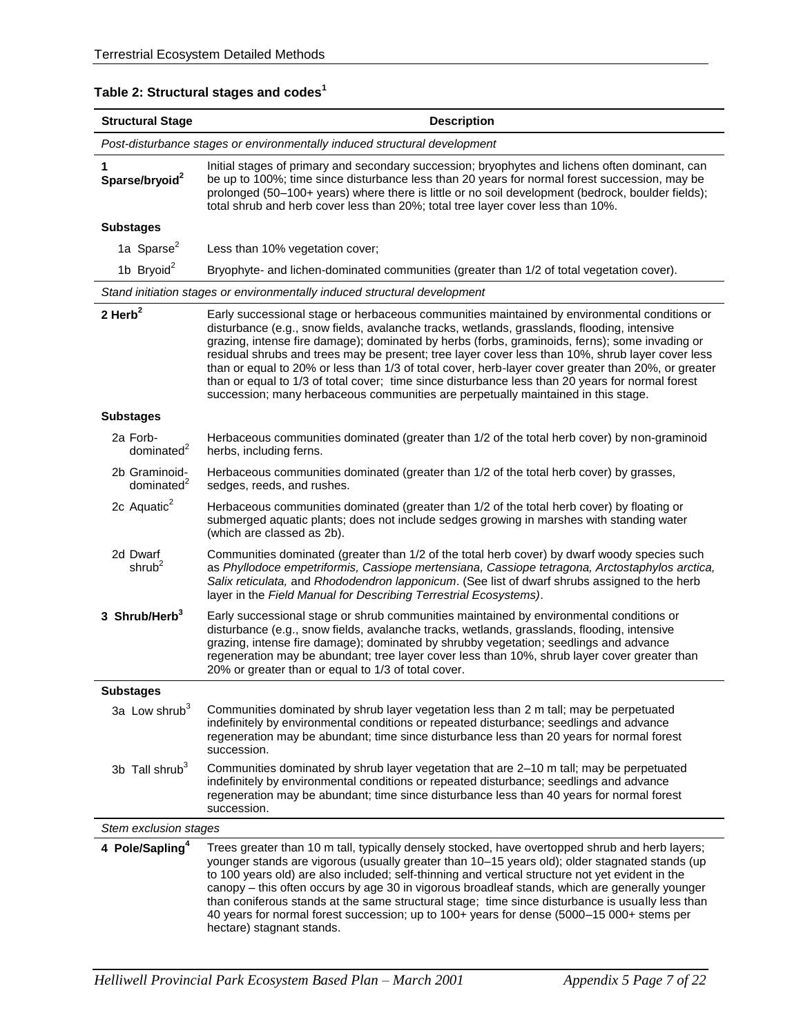**Table 2: Structural stages and codes[1]**

| Structural Stage | Description |
|---|---|
| *Post-disturbance stages or environmentally induced structural development* | |
| **1 Sparse/bryoid[2]** | Initial stages of primary and secondary succession; bryophytes and lichens often dominant, can be up to 100%; time since disturbance less than 20 years for normal forest succession, may be prolonged (50–100+ years) where there is little or no soil development (bedrock, boulder fields); total shrub and herb cover less than 20%; total tree layer cover less than 10%. |
| **Substages** | |
| 1a Sparse[2] | Less than 10% vegetation cover; |
| 1b Bryoid[2] | Bryophyte- and lichen-dominated communities (greater than 1/2 of total vegetation cover). |
| *Stand initiation stages or environmentally induced structural development* | |
| **2 Herb[2]** | Early successional stage or herbaceous communities maintained by environmental conditions or disturbance (e.g., snow fields, avalanche tracks, wetlands, grasslands, flooding, intensive grazing, intense fire damage); dominated by herbs (forbs, graminoids, ferns); some invading or residual shrubs and trees may be present; tree layer cover less than 10%, shrub layer cover less than or equal to 20% or less than 1/3 of total cover, herb-layer cover greater than 20%, or greater than or equal to 1/3 of total cover; time since disturbance less than 20 years for normal forest succession; many herbaceous communities are perpetually maintained in this stage. |
| **Substages** | |
| 2a Forb-dominated[2] | Herbaceous communities dominated (greater than 1/2 of the total herb cover) by non-graminoid herbs, including ferns. |
| 2b Graminoid-dominated[2] | Herbaceous communities dominated (greater than 1/2 of the total herb cover) by grasses, sedges, reeds, and rushes. |
| 2c Aquatic[2] | Herbaceous communities dominated (greater than 1/2 of the total herb cover) by floating or submerged aquatic plants; does not include sedges growing in marshes with standing water (which are classed as 2b). |
| 2d Dwarf shrub[2] | Communities dominated (greater than 1/2 of the total herb cover) by dwarf woody species such as *Phyllodoce empetriformis, Cassiope mertensiana, Cassiope tetragona, Arctostaphylos arctica, Salix reticulata,* and *Rhododendron lapponicum*. (See list of dwarf shrubs assigned to the herb layer in the *Field Manual for Describing Terrestrial Ecosystems)*. |
| **3 Shrub/Herb[3]** | Early successional stage or shrub communities maintained by environmental conditions or disturbance (e.g., snow fields, avalanche tracks, wetlands, grasslands, flooding, intensive grazing, intense fire damage); dominated by shrubby vegetation; seedlings and advance regeneration may be abundant; tree layer cover less than 10%, shrub layer cover greater than 20% or greater than or equal to 1/3 of total cover. |
| **Substages** | |
| 3a Low shrub[3] | Communities dominated by shrub layer vegetation less than 2 m tall; may be perpetuated indefinitely by environmental conditions or repeated disturbance; seedlings and advance regeneration may be abundant; time since disturbance less than 20 years for normal forest succession. |
| 3b Tall shrub[3] | Communities dominated by shrub layer vegetation that are 2–10 m tall; may be perpetuated indefinitely by environmental conditions or repeated disturbance; seedlings and advance regeneration may be abundant; time since disturbance less than 40 years for normal forest succession. |
| *Stem exclusion stages* | |
| **4 Pole/Sapling[4]** | Trees greater than 10 m tall, typically densely stocked, have overtopped shrub and herb layers; younger stands are vigorous (usually greater than 10–15 years old); older stagnated stands (up to 100 years old) are also included; self-thinning and vertical structure not yet evident in the canopy – this often occurs by age 30 in vigorous broadleaf stands, which are generally younger than coniferous stands at the same structural stage; time since disturbance is usually less than 40 years for normal forest succession; up to 100+ years for dense (5000–15 000+ stems per hectare) stagnant stands. |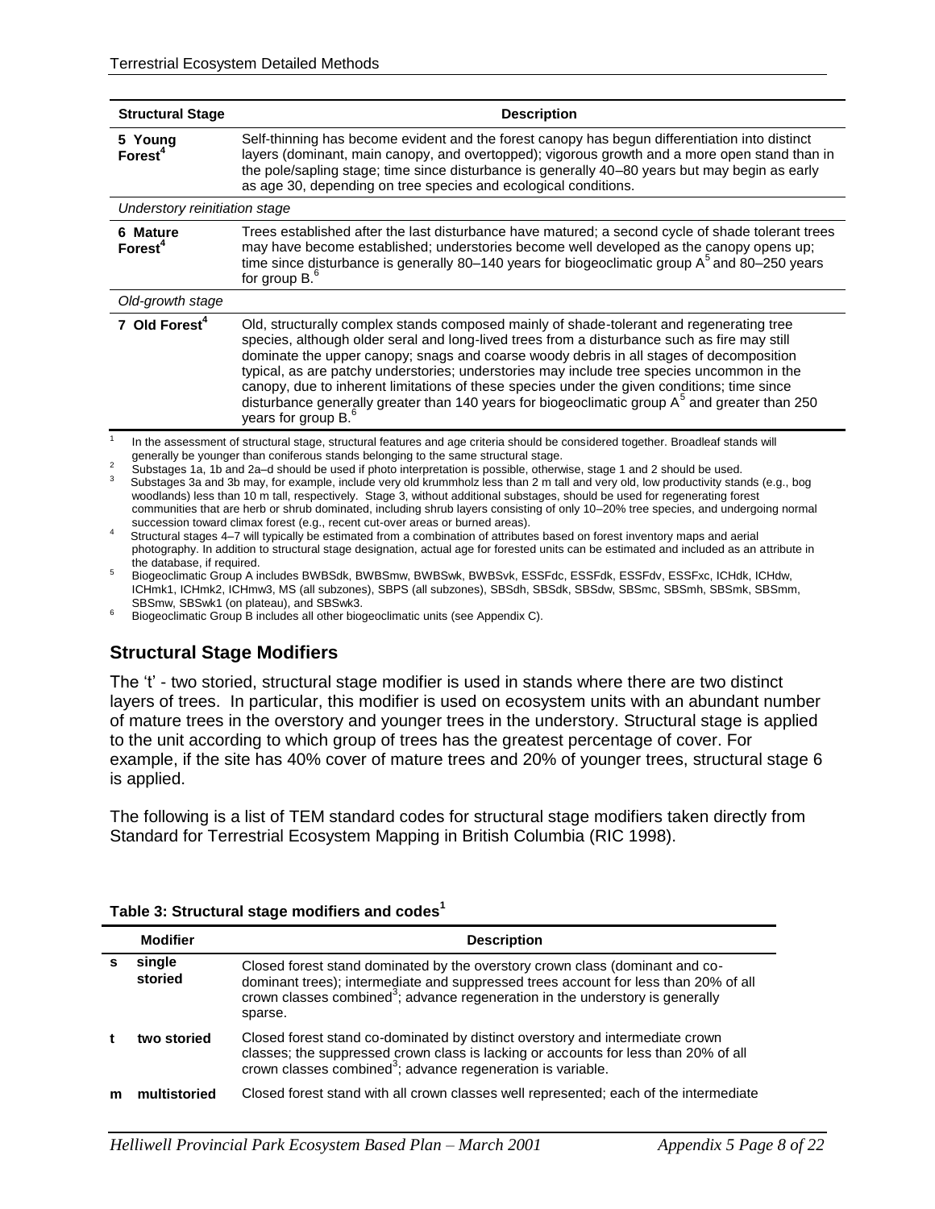| Structural Stage | Description |
|---|---|
| **5 Young Forest**[4] | Self-thinning has become evident and the forest canopy has begun differentiation into distinct layers (dominant, main canopy, and overtopped); vigorous growth and a more open stand than in the pole/sapling stage; time since disturbance is generally 40–80 years but may begin as early as age 30, depending on tree species and ecological conditions. |
| *Understory reinitiation stage* | |
| **6 Mature Forest**[4] | Trees established after the last disturbance have matured; a second cycle of shade tolerant trees may have become established; understories become well developed as the canopy opens up; time since disturbance is generally 80–140 years for biogeoclimatic group A[5] and 80–250 years for group B.[6] |
| *Old-growth stage* | |
| **7 Old Forest**[4] | Old, structurally complex stands composed mainly of shade-tolerant and regenerating tree species, although older seral and long-lived trees from a disturbance such as fire may still dominate the upper canopy; snags and coarse woody debris in all stages of decomposition typical, as are patchy understories; understories may include tree species uncommon in the canopy, due to inherent limitations of these species under the given conditions; time since disturbance generally greater than 140 years for biogeoclimatic group A[5] and greater than 250 years for group B.[6] |

[1] In the assessment of structural stage, structural features and age criteria should be considered together. Broadleaf stands will generally be younger than coniferous stands belonging to the same structural stage.

[2] Substages 1a, 1b and 2a–d should be used if photo interpretation is possible, otherwise, stage 1 and 2 should be used.

[3] Substages 3a and 3b may, for example, include very old krummholz less than 2 m tall and very old, low productivity stands (e.g., bog woodlands) less than 10 m tall, respectively. Stage 3, without additional substages, should be used for regenerating forest communities that are herb or shrub dominated, including shrub layers consisting of only 10–20% tree species, and undergoing normal succession toward climax forest (e.g., recent cut-over areas or burned areas).

[4] Structural stages 4–7 will typically be estimated from a combination of attributes based on forest inventory maps and aerial photography. In addition to structural stage designation, actual age for forested units can be estimated and included as an attribute in the database, if required.

[5] Biogeoclimatic Group A includes BWBSdk, BWBSmw, BWBSwk, BWBSvk, ESSFdc, ESSFdk, ESSFdv, ESSFxc, ICHdk, ICHdw, ICHmk1, ICHmk2, ICHmw3, MS (all subzones), SBPS (all subzones), SBSdh, SBSdk, SBSdw, SBSmc, SBSmh, SBSmk, SBSmm, SBSmw, SBSwk1 (on plateau), and SBSwk3.

[6] Biogeoclimatic Group B includes all other biogeoclimatic units (see Appendix C).

## Structural Stage Modifiers

The 't' - two storied, structural stage modifier is used in stands where there are two distinct layers of trees. In particular, this modifier is used on ecosystem units with an abundant number of mature trees in the overstory and younger trees in the understory. Structural stage is applied to the unit according to which group of trees has the greatest percentage of cover. For example, if the site has 40% cover of mature trees and 20% of younger trees, structural stage 6 is applied.

The following is a list of TEM standard codes for structural stage modifiers taken directly from Standard for Terrestrial Ecosystem Mapping in British Columbia (RIC 1998).

**Table 3: Structural stage modifiers and codes[1]**

| | Modifier | Description |
|---|---|---|
| **s** | **single storied** | Closed forest stand dominated by the overstory crown class (dominant and co-dominant trees); intermediate and suppressed trees account for less than 20% of all crown classes combined[3]; advance regeneration in the understory is generally sparse. |
| **t** | **two storied** | Closed forest stand co-dominated by distinct overstory and intermediate crown classes; the suppressed crown class is lacking or accounts for less than 20% of all crown classes combined[3]; advance regeneration is variable. |
| **m** | **multistoried** | Closed forest stand with all crown classes well represented; each of the intermediate |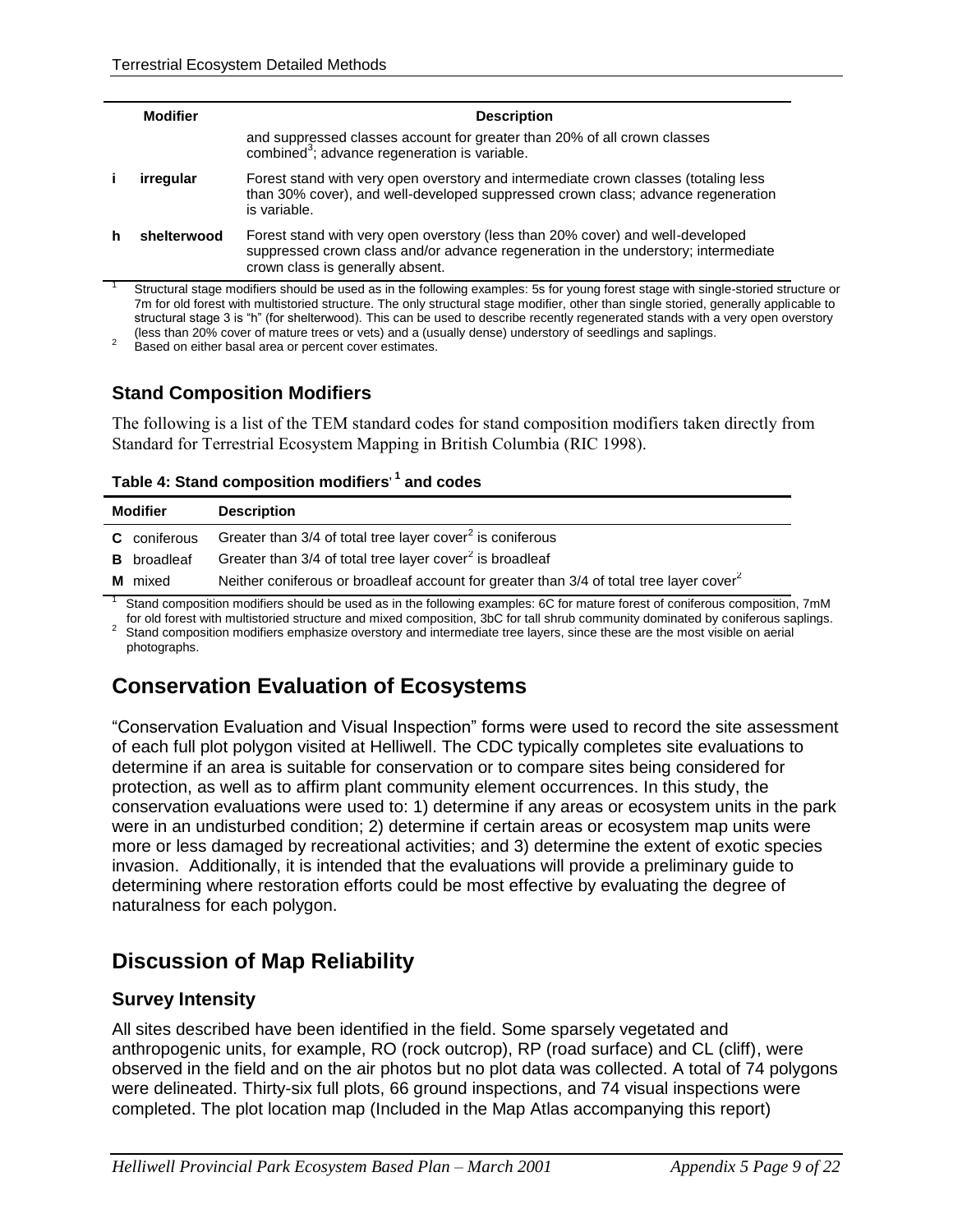| | Modifier | Description |
|---|---|---|
| | | and suppressed classes account for greater than 20% of all crown classes combined[3]; advance regeneration is variable. |
| i | irregular | Forest stand with very open overstory and intermediate crown classes (totaling less than 30% cover), and well-developed suppressed crown class; advance regeneration is variable. |
| h | shelterwood | Forest stand with very open overstory (less than 20% cover) and well-developed suppressed crown class and/or advance regeneration in the understory; intermediate crown class is generally absent. |

[1] Structural stage modifiers should be used as in the following examples: 5s for young forest stage with single-storied structure or 7m for old forest with multistoried structure. The only structural stage modifier, other than single storied, generally applicable to structural stage 3 is "h" (for shelterwood). This can be used to describe recently regenerated stands with a very open overstory (less than 20% cover of mature trees or vets) and a (usually dense) understory of seedlings and saplings.

[2] Based on either basal area or percent cover estimates.

### Stand Composition Modifiers

The following is a list of the TEM standard codes for stand composition modifiers taken directly from Standard for Terrestrial Ecosystem Mapping in British Columbia (RIC 1998).

**Table 4: Stand composition modifiers[1] and codes**

| Modifier | Description |
|---|---|
| **C** coniferous | Greater than 3/4 of total tree layer cover[2] is coniferous |
| **B** broadleaf | Greater than 3/4 of total tree layer cover[2] is broadleaf |
| **M** mixed | Neither coniferous or broadleaf account for greater than 3/4 of total tree layer cover[2] |

[1] Stand composition modifiers should be used as in the following examples: 6C for mature forest of coniferous composition, 7mM for old forest with multistoried structure and mixed composition, 3bC for tall shrub community dominated by coniferous saplings.

[2] Stand composition modifiers emphasize overstory and intermediate tree layers, since these are the most visible on aerial photographs.

## Conservation Evaluation of Ecosystems

"Conservation Evaluation and Visual Inspection" forms were used to record the site assessment of each full plot polygon visited at Helliwell. The CDC typically completes site evaluations to determine if an area is suitable for conservation or to compare sites being considered for protection, as well as to affirm plant community element occurrences. In this study, the conservation evaluations were used to: 1) determine if any areas or ecosystem units in the park were in an undisturbed condition; 2) determine if certain areas or ecosystem map units were more or less damaged by recreational activities; and 3) determine the extent of exotic species invasion. Additionally, it is intended that the evaluations will provide a preliminary guide to determining where restoration efforts could be most effective by evaluating the degree of naturalness for each polygon.

## Discussion of Map Reliability

### Survey Intensity

All sites described have been identified in the field. Some sparsely vegetated and anthropogenic units, for example, RO (rock outcrop), RP (road surface) and CL (cliff), were observed in the field and on the air photos but no plot data was collected. A total of 74 polygons were delineated. Thirty-six full plots, 66 ground inspections, and 74 visual inspections were completed. The plot location map (Included in the Map Atlas accompanying this report)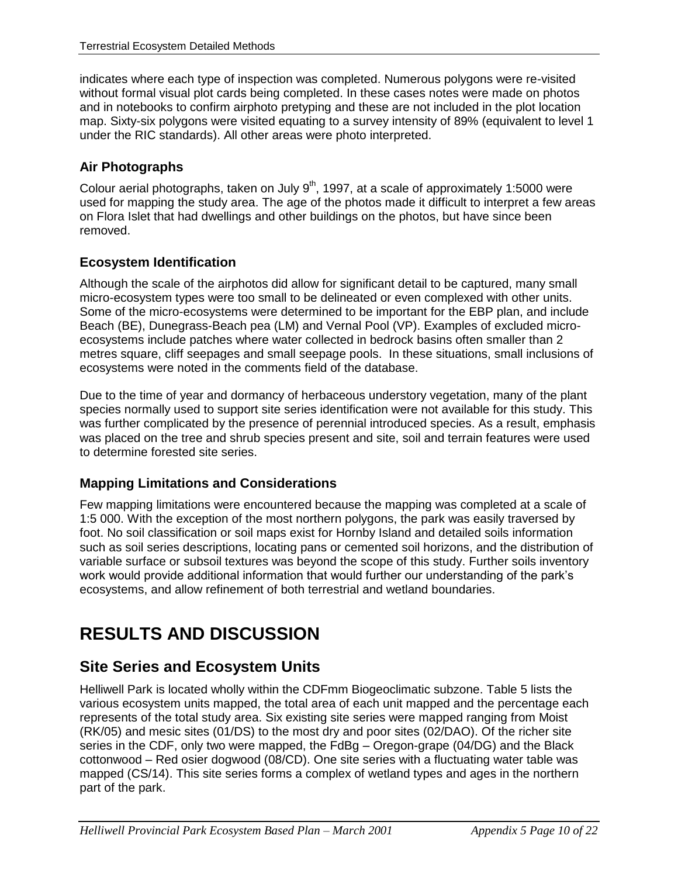indicates where each type of inspection was completed. Numerous polygons were re-visited without formal visual plot cards being completed. In these cases notes were made on photos and in notebooks to confirm airphoto pretyping and these are not included in the plot location map. Sixty-six polygons were visited equating to a survey intensity of 89% (equivalent to level 1 under the RIC standards). All other areas were photo interpreted.

### Air Photographs

Colour aerial photographs, taken on July 9th, 1997, at a scale of approximately 1:5000 were used for mapping the study area. The age of the photos made it difficult to interpret a few areas on Flora Islet that had dwellings and other buildings on the photos, but have since been removed.

### Ecosystem Identification

Although the scale of the airphotos did allow for significant detail to be captured, many small micro-ecosystem types were too small to be delineated or even complexed with other units. Some of the micro-ecosystems were determined to be important for the EBP plan, and include Beach (BE), Dunegrass-Beach pea (LM) and Vernal Pool (VP). Examples of excluded micro-ecosystems include patches where water collected in bedrock basins often smaller than 2 metres square, cliff seepages and small seepage pools. In these situations, small inclusions of ecosystems were noted in the comments field of the database.

Due to the time of year and dormancy of herbaceous understory vegetation, many of the plant species normally used to support site series identification were not available for this study. This was further complicated by the presence of perennial introduced species. As a result, emphasis was placed on the tree and shrub species present and site, soil and terrain features were used to determine forested site series.

### Mapping Limitations and Considerations

Few mapping limitations were encountered because the mapping was completed at a scale of 1:5 000. With the exception of the most northern polygons, the park was easily traversed by foot. No soil classification or soil maps exist for Hornby Island and detailed soils information such as soil series descriptions, locating pans or cemented soil horizons, and the distribution of variable surface or subsoil textures was beyond the scope of this study. Further soils inventory work would provide additional information that would further our understanding of the park's ecosystems, and allow refinement of both terrestrial and wetland boundaries.

# RESULTS AND DISCUSSION

## Site Series and Ecosystem Units

Helliwell Park is located wholly within the CDFmm Biogeoclimatic subzone. Table 5 lists the various ecosystem units mapped, the total area of each unit mapped and the percentage each represents of the total study area. Six existing site series were mapped ranging from Moist (RK/05) and mesic sites (01/DS) to the most dry and poor sites (02/DAO). Of the richer site series in the CDF, only two were mapped, the FdBg – Oregon-grape (04/DG) and the Black cottonwood – Red osier dogwood (08/CD). One site series with a fluctuating water table was mapped (CS/14). This site series forms a complex of wetland types and ages in the northern part of the park.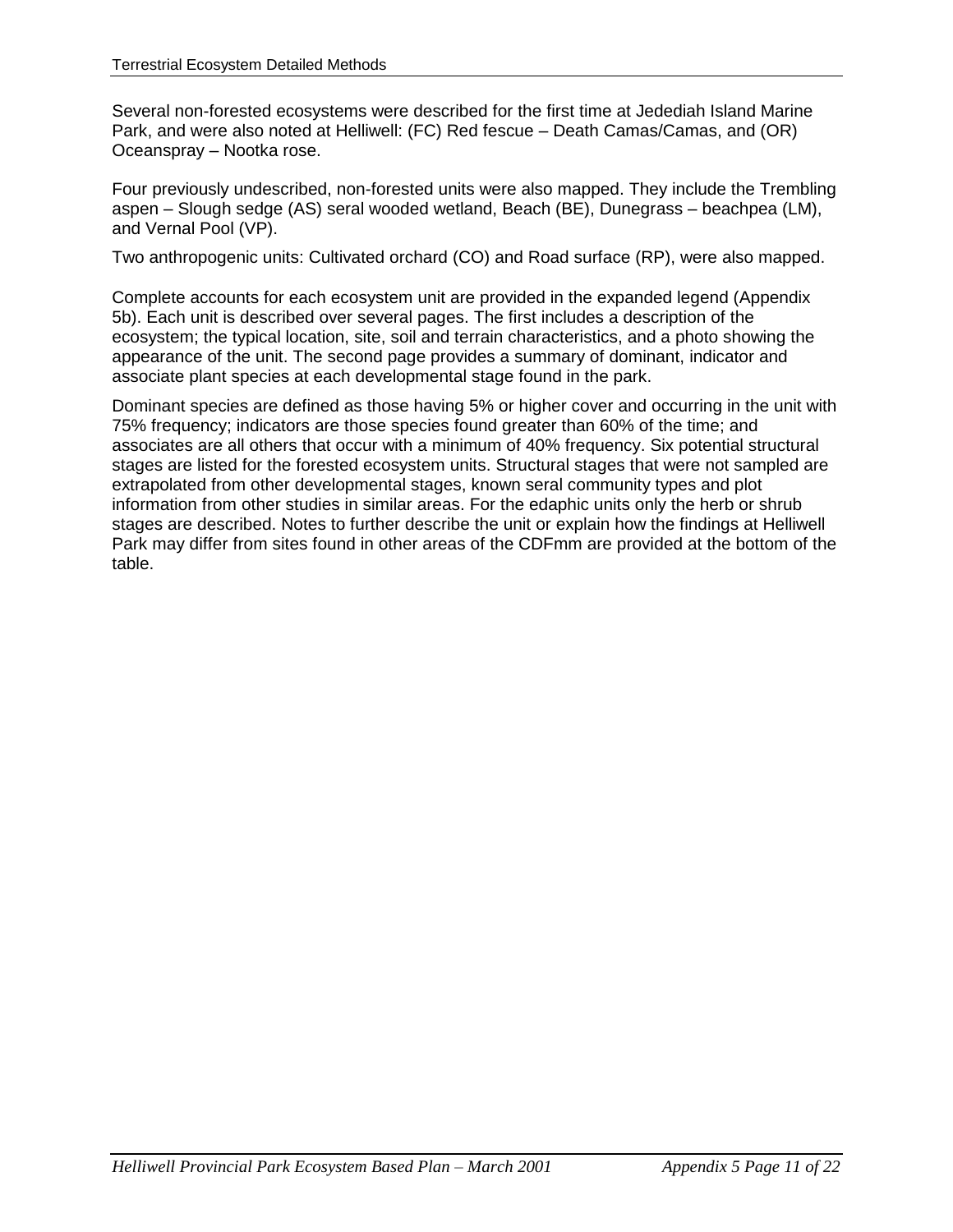Several non-forested ecosystems were described for the first time at Jedediah Island Marine Park, and were also noted at Helliwell: (FC) Red fescue – Death Camas/Camas, and (OR) Oceanspray – Nootka rose.

Four previously undescribed, non-forested units were also mapped. They include the Trembling aspen – Slough sedge (AS) seral wooded wetland, Beach (BE), Dunegrass – beachpea (LM), and Vernal Pool (VP).

Two anthropogenic units: Cultivated orchard (CO) and Road surface (RP), were also mapped.

Complete accounts for each ecosystem unit are provided in the expanded legend (Appendix 5b). Each unit is described over several pages. The first includes a description of the ecosystem; the typical location, site, soil and terrain characteristics, and a photo showing the appearance of the unit. The second page provides a summary of dominant, indicator and associate plant species at each developmental stage found in the park.

Dominant species are defined as those having 5% or higher cover and occurring in the unit with 75% frequency; indicators are those species found greater than 60% of the time; and associates are all others that occur with a minimum of 40% frequency. Six potential structural stages are listed for the forested ecosystem units. Structural stages that were not sampled are extrapolated from other developmental stages, known seral community types and plot information from other studies in similar areas. For the edaphic units only the herb or shrub stages are described. Notes to further describe the unit or explain how the findings at Helliwell Park may differ from sites found in other areas of the CDFmm are provided at the bottom of the table.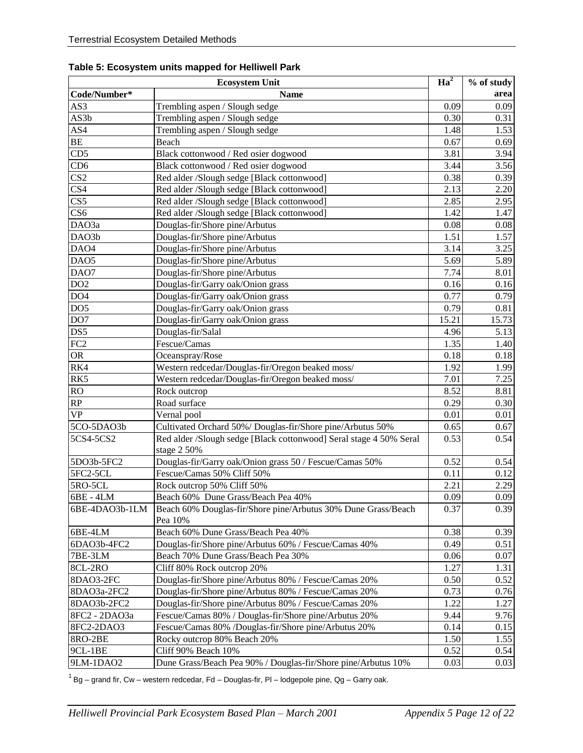**Table 5: Ecosystem units mapped for Helliwell Park**

| Ecosystem Unit | | $Ha^2$ | % of study |
|---|---|---|---|
| Code/Number* | Name | | area |
| AS3 | Trembling aspen / Slough sedge | 0.09 | 0.09 |
| AS3b | Trembling aspen / Slough sedge | 0.30 | 0.31 |
| AS4 | Trembling aspen / Slough sedge | 1.48 | 1.53 |
| BE | Beach | 0.67 | 0.69 |
| CD5 | Black cottonwood / Red osier dogwood | 3.81 | 3.94 |
| CD6 | Black cottonwood / Red osier dogwood | 3.44 | 3.56 |
| CS2 | Red alder /Slough sedge [Black cottonwood] | 0.38 | 0.39 |
| CS4 | Red alder /Slough sedge [Black cottonwood] | 2.13 | 2.20 |
| CS5 | Red alder /Slough sedge [Black cottonwood] | 2.85 | 2.95 |
| CS6 | Red alder /Slough sedge [Black cottonwood] | 1.42 | 1.47 |
| DAO3a | Douglas-fir/Shore pine/Arbutus | 0.08 | 0.08 |
| DAO3b | Douglas-fir/Shore pine/Arbutus | 1.51 | 1.57 |
| DAO4 | Douglas-fir/Shore pine/Arbutus | 3.14 | 3.25 |
| DAO5 | Douglas-fir/Shore pine/Arbutus | 5.69 | 5.89 |
| DAO7 | Douglas-fir/Shore pine/Arbutus | 7.74 | 8.01 |
| DO2 | Douglas-fir/Garry oak/Onion grass | 0.16 | 0.16 |
| DO4 | Douglas-fir/Garry oak/Onion grass | 0.77 | 0.79 |
| DO5 | Douglas-fir/Garry oak/Onion grass | 0.79 | 0.81 |
| DO7 | Douglas-fir/Garry oak/Onion grass | 15.21 | 15.73 |
| DS5 | Douglas-fir/Salal | 4.96 | 5.13 |
| FC2 | Fescue/Camas | 1.35 | 1.40 |
| OR | Oceanspray/Rose | 0.18 | 0.18 |
| RK4 | Western redcedar/Douglas-fir/Oregon beaked moss/ | 1.92 | 1.99 |
| RK5 | Western redcedar/Douglas-fir/Oregon beaked moss/ | 7.01 | 7.25 |
| RO | Rock outcrop | 8.52 | 8.81 |
| RP | Road surface | 0.29 | 0.30 |
| VP | Vernal pool | 0.01 | 0.01 |
| 5CO-5DAO3b | Cultivated Orchard 50%/ Douglas-fir/Shore pine/Arbutus 50% | 0.65 | 0.67 |
| 5CS4-5CS2 | Red alder /Slough sedge [Black cottonwood] Seral stage 4 50% Seral stage 2 50% | 0.53 | 0.54 |
| 5DO3b-5FC2 | Douglas-fir/Garry oak/Onion grass 50 / Fescue/Camas 50% | 0.52 | 0.54 |
| 5FC2-5CL | Fescue/Camas 50% Cliff 50% | 0.11 | 0.12 |
| 5RO-5CL | Rock outcrop 50% Cliff 50% | 2.21 | 2.29 |
| 6BE - 4LM | Beach 60% Dune Grass/Beach Pea 40% | 0.09 | 0.09 |
| 6BE-4DAO3b-1LM | Beach 60% Douglas-fir/Shore pine/Arbutus 30% Dune Grass/Beach Pea 10% | 0.37 | 0.39 |
| 6BE-4LM | Beach 60% Dune Grass/Beach Pea 40% | 0.38 | 0.39 |
| 6DAO3b-4FC2 | Douglas-fir/Shore pine/Arbutus 60% / Fescue/Camas 40% | 0.49 | 0.51 |
| 7BE-3LM | Beach 70% Dune Grass/Beach Pea 30% | 0.06 | 0.07 |
| 8CL-2RO | Cliff 80% Rock outcrop 20% | 1.27 | 1.31 |
| 8DAO3-2FC | Douglas-fir/Shore pine/Arbutus 80% / Fescue/Camas 20% | 0.50 | 0.52 |
| 8DAO3a-2FC2 | Douglas-fir/Shore pine/Arbutus 80% / Fescue/Camas 20% | 0.73 | 0.76 |
| 8DAO3b-2FC2 | Douglas-fir/Shore pine/Arbutus 80% / Fescue/Camas 20% | 1.22 | 1.27 |
| 8FC2 - 2DAO3a | Fescue/Camas 80% / Douglas-fir/Shore pine/Arbutus 20% | 9.44 | 9.76 |
| 8FC2-2DAO3 | Fescue/Camas 80% /Douglas-fir/Shore pine/Arbutus 20% | 0.14 | 0.15 |
| 8RO-2BE | Rocky outcrop 80% Beach 20% | 1.50 | 1.55 |
| 9CL-1BE | Cliff 90% Beach 10% | 0.52 | 0.54 |
| 9LM-1DAO2 | Dune Grass/Beach Pea 90% / Douglas-fir/Shore pine/Arbutus 10% | 0.03 | 0.03 |

[1] Bg – grand fir, Cw – western redcedar, Fd – Douglas-fir, Pl – lodgepole pine, Qg – Garry oak.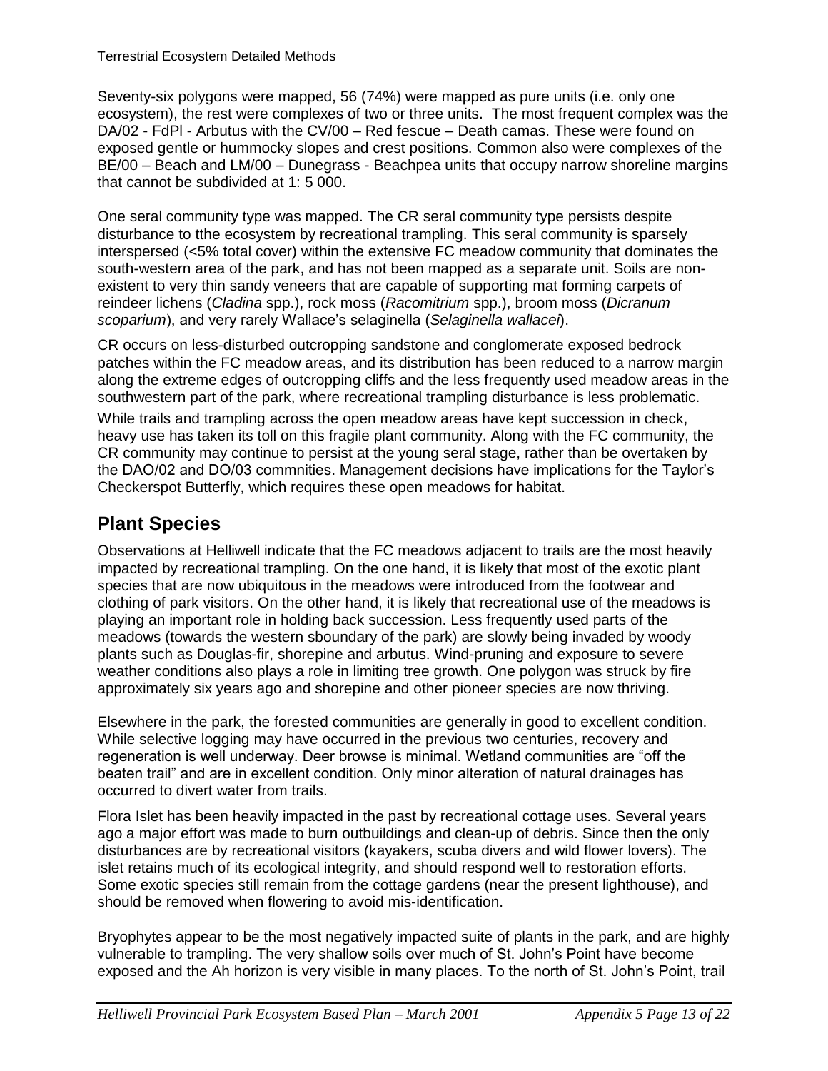Seventy-six polygons were mapped, 56 (74%) were mapped as pure units (i.e. only one ecosystem), the rest were complexes of two or three units. The most frequent complex was the DA/02 - FdPl - Arbutus with the CV/00 – Red fescue – Death camas. These were found on exposed gentle or hummocky slopes and crest positions. Common also were complexes of the BE/00 – Beach and LM/00 – Dunegrass - Beachpea units that occupy narrow shoreline margins that cannot be subdivided at 1: 5 000.

One seral community type was mapped. The CR seral community type persists despite disturbance to tthe ecosystem by recreational trampling. This seral community is sparsely interspersed (<5% total cover) within the extensive FC meadow community that dominates the south-western area of the park, and has not been mapped as a separate unit. Soils are non-existent to very thin sandy veneers that are capable of supporting mat forming carpets of reindeer lichens (*Cladina* spp.), rock moss (*Racomitrium* spp.), broom moss (*Dicranum scoparium*), and very rarely Wallace's selaginella (*Selaginella wallacei*).

CR occurs on less-disturbed outcropping sandstone and conglomerate exposed bedrock patches within the FC meadow areas, and its distribution has been reduced to a narrow margin along the extreme edges of outcropping cliffs and the less frequently used meadow areas in the southwestern part of the park, where recreational trampling disturbance is less problematic.

While trails and trampling across the open meadow areas have kept succession in check, heavy use has taken its toll on this fragile plant community. Along with the FC community, the CR community may continue to persist at the young seral stage, rather than be overtaken by the DAO/02 and DO/03 commnities. Management decisions have implications for the Taylor's Checkerspot Butterfly, which requires these open meadows for habitat.

## Plant Species

Observations at Helliwell indicate that the FC meadows adjacent to trails are the most heavily impacted by recreational trampling. On the one hand, it is likely that most of the exotic plant species that are now ubiquitous in the meadows were introduced from the footwear and clothing of park visitors. On the other hand, it is likely that recreational use of the meadows is playing an important role in holding back succession. Less frequently used parts of the meadows (towards the western sboundary of the park) are slowly being invaded by woody plants such as Douglas-fir, shorepine and arbutus. Wind-pruning and exposure to severe weather conditions also plays a role in limiting tree growth. One polygon was struck by fire approximately six years ago and shorepine and other pioneer species are now thriving.

Elsewhere in the park, the forested communities are generally in good to excellent condition. While selective logging may have occurred in the previous two centuries, recovery and regeneration is well underway. Deer browse is minimal. Wetland communities are "off the beaten trail" and are in excellent condition. Only minor alteration of natural drainages has occurred to divert water from trails.

Flora Islet has been heavily impacted in the past by recreational cottage uses. Several years ago a major effort was made to burn outbuildings and clean-up of debris. Since then the only disturbances are by recreational visitors (kayakers, scuba divers and wild flower lovers). The islet retains much of its ecological integrity, and should respond well to restoration efforts. Some exotic species still remain from the cottage gardens (near the present lighthouse), and should be removed when flowering to avoid mis-identification.

Bryophytes appear to be the most negatively impacted suite of plants in the park, and are highly vulnerable to trampling. The very shallow soils over much of St. John's Point have become exposed and the Ah horizon is very visible in many places. To the north of St. John's Point, trail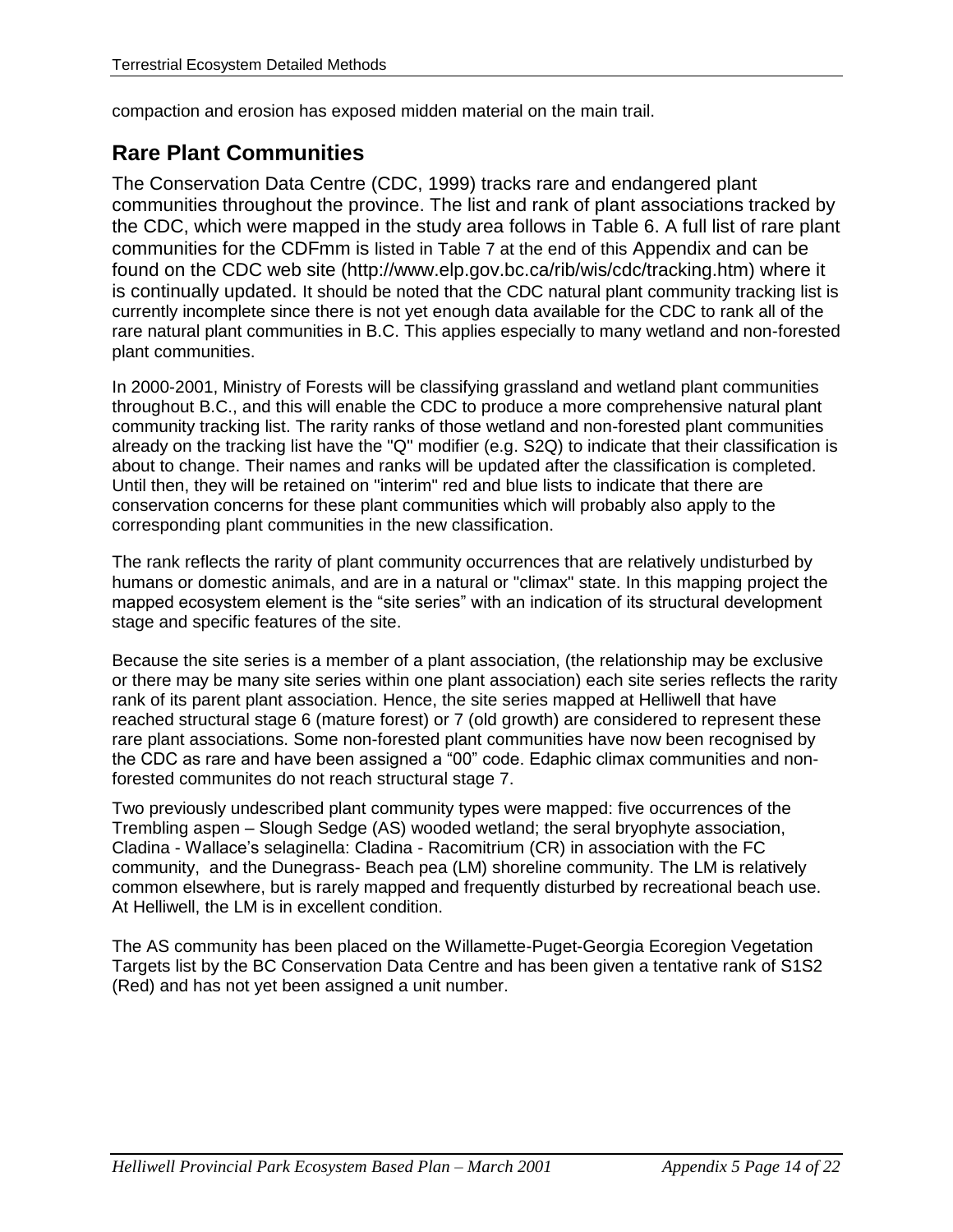compaction and erosion has exposed midden material on the main trail.

## Rare Plant Communities

The Conservation Data Centre (CDC, 1999) tracks rare and endangered plant communities throughout the province. The list and rank of plant associations tracked by the CDC, which were mapped in the study area follows in Table 6. A full list of rare plant communities for the CDFmm is listed in Table 7 at the end of this Appendix and can be found on the CDC web site (http://www.elp.gov.bc.ca/rib/wis/cdc/tracking.htm) where it is continually updated. It should be noted that the CDC natural plant community tracking list is currently incomplete since there is not yet enough data available for the CDC to rank all of the rare natural plant communities in B.C. This applies especially to many wetland and non-forested plant communities.

In 2000-2001, Ministry of Forests will be classifying grassland and wetland plant communities throughout B.C., and this will enable the CDC to produce a more comprehensive natural plant community tracking list. The rarity ranks of those wetland and non-forested plant communities already on the tracking list have the "Q" modifier (e.g. S2Q) to indicate that their classification is about to change. Their names and ranks will be updated after the classification is completed. Until then, they will be retained on "interim" red and blue lists to indicate that there are conservation concerns for these plant communities which will probably also apply to the corresponding plant communities in the new classification.

The rank reflects the rarity of plant community occurrences that are relatively undisturbed by humans or domestic animals, and are in a natural or "climax" state. In this mapping project the mapped ecosystem element is the "site series" with an indication of its structural development stage and specific features of the site.

Because the site series is a member of a plant association, (the relationship may be exclusive or there may be many site series within one plant association) each site series reflects the rarity rank of its parent plant association. Hence, the site series mapped at Helliwell that have reached structural stage 6 (mature forest) or 7 (old growth) are considered to represent these rare plant associations. Some non-forested plant communities have now been recognised by the CDC as rare and have been assigned a "00" code. Edaphic climax communities and non-forested communites do not reach structural stage 7.

Two previously undescribed plant community types were mapped: five occurrences of the Trembling aspen – Slough Sedge (AS) wooded wetland; the seral bryophyte association, Cladina - Wallace's selaginella: Cladina - Racomitrium (CR) in association with the FC community, and the Dunegrass- Beach pea (LM) shoreline community. The LM is relatively common elsewhere, but is rarely mapped and frequently disturbed by recreational beach use. At Helliwell, the LM is in excellent condition.

The AS community has been placed on the Willamette-Puget-Georgia Ecoregion Vegetation Targets list by the BC Conservation Data Centre and has been given a tentative rank of S1S2 (Red) and has not yet been assigned a unit number.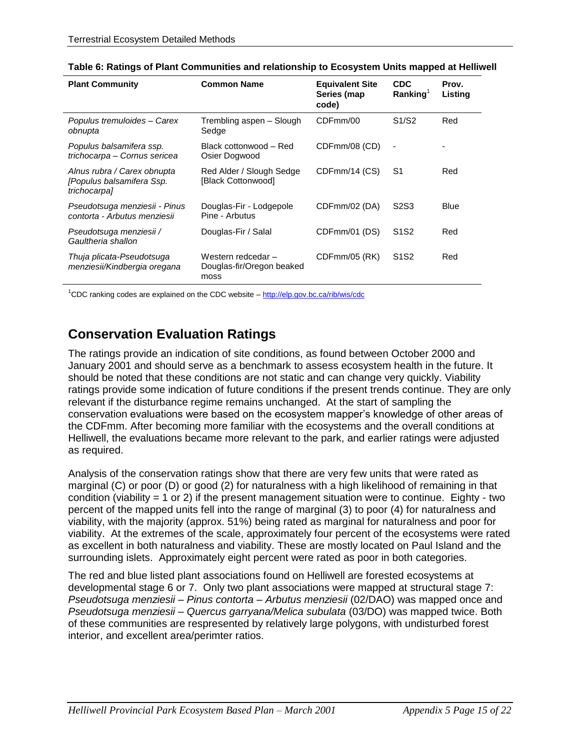**Table 6: Ratings of Plant Communities and relationship to Ecosystem Units mapped at Helliwell**

| Plant Community | Common Name | Equivalent Site Series (map code) | CDC Ranking[1] | Prov. Listing |
|---|---|---|---|---|
| *Populus tremuloides – Carex obnupta* | Trembling aspen – Slough Sedge | CDFmm/00 | S1/S2 | Red |
| *Populus balsamifera ssp. trichocarpa – Cornus sericea* | Black cottonwood – Red Osier Dogwood | CDFmm/08 (CD) | - | - |
| *Alnus rubra / Carex obnupta [Populus balsamifera Ssp. trichocarpa]* | Red Alder / Slough Sedge [Black Cottonwood] | CDFmm/14 (CS) | S1 | Red |
| *Pseudotsuga menziesii - Pinus contorta - Arbutus menziesii* | Douglas-Fir - Lodgepole Pine - Arbutus | CDFmm/02 (DA) | S2S3 | Blue |
| *Pseudotsuga menziesii / Gaultheria shallon* | Douglas-Fir / Salal | CDFmm/01 (DS) | S1S2 | Red |
| *Thuja plicata-Pseudotsuga menziesii/Kindbergia oregana* | Western redcedar – Douglas-fir/Oregon beaked moss | CDFmm/05 (RK) | S1S2 | Red |

[1]CDC ranking codes are explained on the CDC website – http://elp.gov.bc.ca/rib/wis/cdc

## Conservation Evaluation Ratings

The ratings provide an indication of site conditions, as found between October 2000 and January 2001 and should serve as a benchmark to assess ecosystem health in the future. It should be noted that these conditions are not static and can change very quickly. Viability ratings provide some indication of future conditions if the present trends continue. They are only relevant if the disturbance regime remains unchanged. At the start of sampling the conservation evaluations were based on the ecosystem mapper's knowledge of other areas of the CDFmm. After becoming more familiar with the ecosystems and the overall conditions at Helliwell, the evaluations became more relevant to the park, and earlier ratings were adjusted as required.

Analysis of the conservation ratings show that there are very few units that were rated as marginal (C) or poor (D) or good (2) for naturalness with a high likelihood of remaining in that condition (viability = 1 or 2) if the present management situation were to continue. Eighty - two percent of the mapped units fell into the range of marginal (3) to poor (4) for naturalness and viability, with the majority (approx. 51%) being rated as marginal for naturalness and poor for viability. At the extremes of the scale, approximately four percent of the ecosystems were rated as excellent in both naturalness and viability. These are mostly located on Paul Island and the surrounding islets. Approximately eight percent were rated as poor in both categories.

The red and blue listed plant associations found on Helliwell are forested ecosystems at developmental stage 6 or 7. Only two plant associations were mapped at structural stage 7: *Pseudotsuga menziesii – Pinus contorta – Arbutus menziesii* (02/DAO) was mapped once and *Pseudotsuga menziesii – Quercus garryana/Melica subulata* (03/DO) was mapped twice. Both of these communities are respresented by relatively large polygons, with undisturbed forest interior, and excellent area/perimter ratios.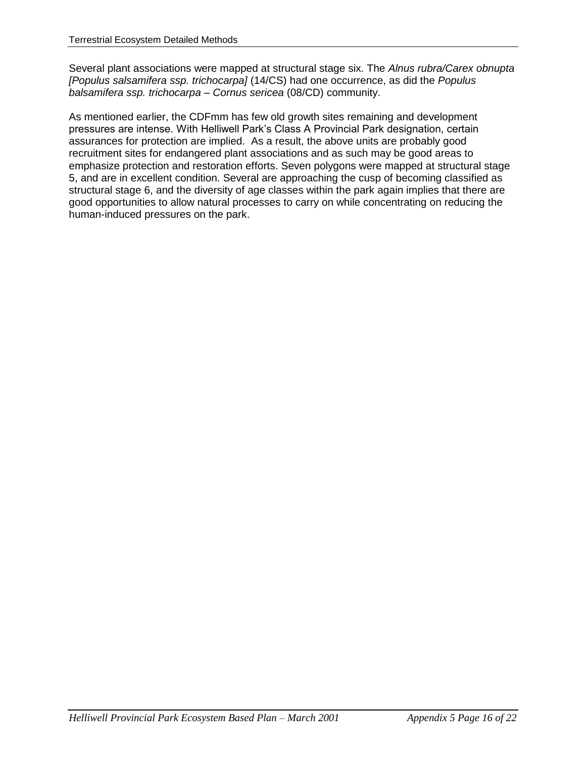Several plant associations were mapped at structural stage six. The *Alnus rubra/Carex obnupta [Populus salsamifera ssp. trichocarpa]* (14/CS) had one occurrence, as did the *Populus balsamifera ssp. trichocarpa – Cornus sericea* (08/CD) community.

As mentioned earlier, the CDFmm has few old growth sites remaining and development pressures are intense. With Helliwell Park's Class A Provincial Park designation, certain assurances for protection are implied. As a result, the above units are probably good recruitment sites for endangered plant associations and as such may be good areas to emphasize protection and restoration efforts. Seven polygons were mapped at structural stage 5, and are in excellent condition. Several are approaching the cusp of becoming classified as structural stage 6, and the diversity of age classes within the park again implies that there are good opportunities to allow natural processes to carry on while concentrating on reducing the human-induced pressures on the park.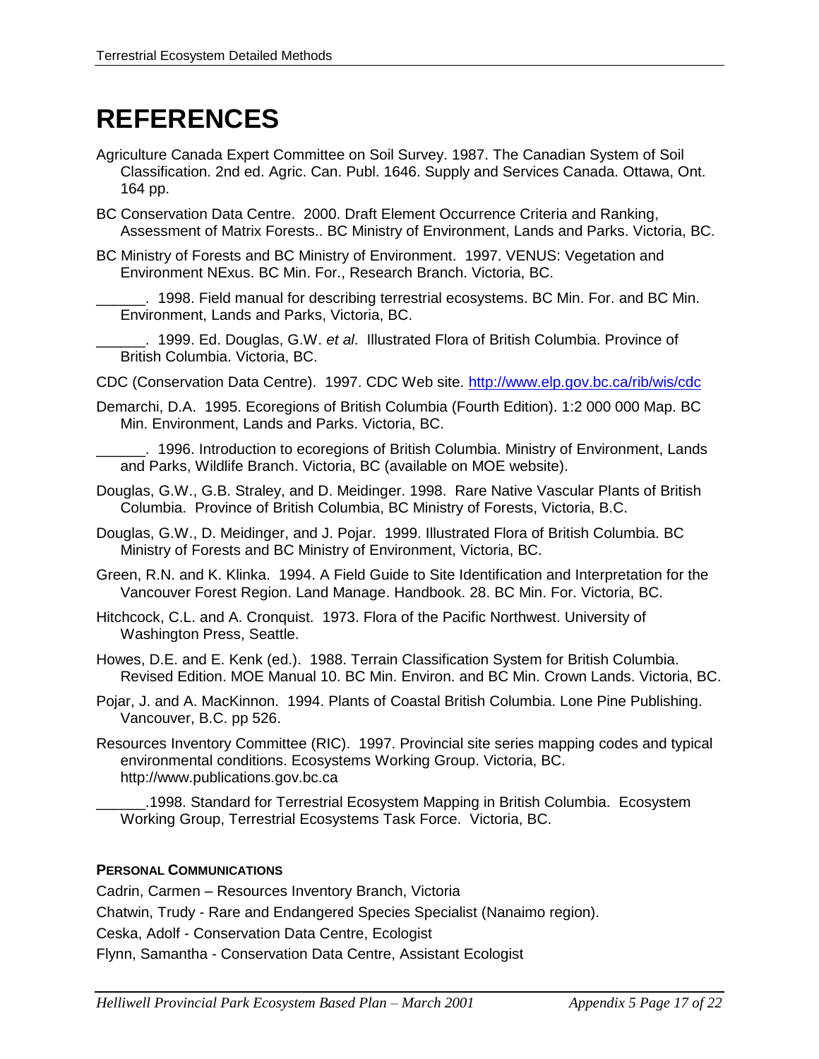# REFERENCES

Agriculture Canada Expert Committee on Soil Survey. 1987. The Canadian System of Soil Classification. 2nd ed. Agric. Can. Publ. 1646. Supply and Services Canada. Ottawa, Ont. 164 pp.

BC Conservation Data Centre. 2000. Draft Element Occurrence Criteria and Ranking, Assessment of Matrix Forests.. BC Ministry of Environment, Lands and Parks. Victoria, BC.

BC Ministry of Forests and BC Ministry of Environment. 1997. VENUS: Vegetation and Environment NExus. BC Min. For., Research Branch. Victoria, BC.

______. 1998. Field manual for describing terrestrial ecosystems. BC Min. For. and BC Min. Environment, Lands and Parks, Victoria, BC.

______. 1999. Ed. Douglas, G.W. *et al*. Illustrated Flora of British Columbia. Province of British Columbia. Victoria, BC.

CDC (Conservation Data Centre). 1997. CDC Web site. http://www.elp.gov.bc.ca/rib/wis/cdc

Demarchi, D.A. 1995. Ecoregions of British Columbia (Fourth Edition). 1:2 000 000 Map. BC Min. Environment, Lands and Parks. Victoria, BC.

______. 1996. Introduction to ecoregions of British Columbia. Ministry of Environment, Lands and Parks, Wildlife Branch. Victoria, BC (available on MOE website).

Douglas, G.W., G.B. Straley, and D. Meidinger. 1998. Rare Native Vascular Plants of British Columbia. Province of British Columbia, BC Ministry of Forests, Victoria, B.C.

Douglas, G.W., D. Meidinger, and J. Pojar. 1999. Illustrated Flora of British Columbia. BC Ministry of Forests and BC Ministry of Environment, Victoria, BC.

Green, R.N. and K. Klinka. 1994. A Field Guide to Site Identification and Interpretation for the Vancouver Forest Region. Land Manage. Handbook. 28. BC Min. For. Victoria, BC.

Hitchcock, C.L. and A. Cronquist. 1973. Flora of the Pacific Northwest. University of Washington Press, Seattle.

Howes, D.E. and E. Kenk (ed.). 1988. Terrain Classification System for British Columbia. Revised Edition. MOE Manual 10. BC Min. Environ. and BC Min. Crown Lands. Victoria, BC.

Pojar, J. and A. MacKinnon. 1994. Plants of Coastal British Columbia. Lone Pine Publishing. Vancouver, B.C. pp 526.

Resources Inventory Committee (RIC). 1997. Provincial site series mapping codes and typical environmental conditions. Ecosystems Working Group. Victoria, BC. http://www.publications.gov.bc.ca

______.1998. Standard for Terrestrial Ecosystem Mapping in British Columbia. Ecosystem Working Group, Terrestrial Ecosystems Task Force. Victoria, BC.

#### PERSONAL COMMUNICATIONS

Cadrin, Carmen – Resources Inventory Branch, Victoria

Chatwin, Trudy - Rare and Endangered Species Specialist (Nanaimo region).

Ceska, Adolf - Conservation Data Centre, Ecologist

Flynn, Samantha - Conservation Data Centre, Assistant Ecologist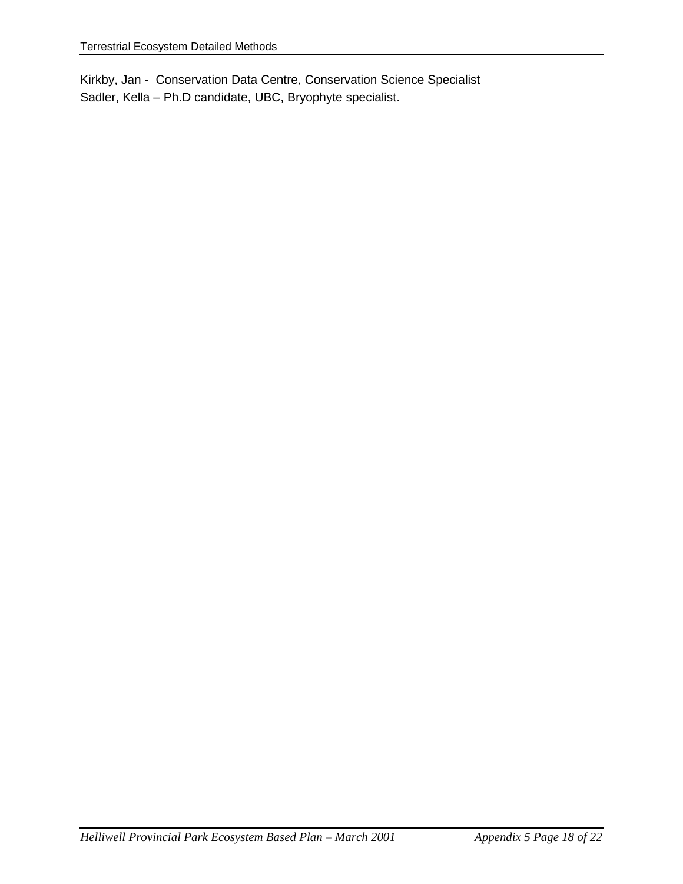Kirkby, Jan - Conservation Data Centre, Conservation Science Specialist
Sadler, Kella – Ph.D candidate, UBC, Bryophyte specialist.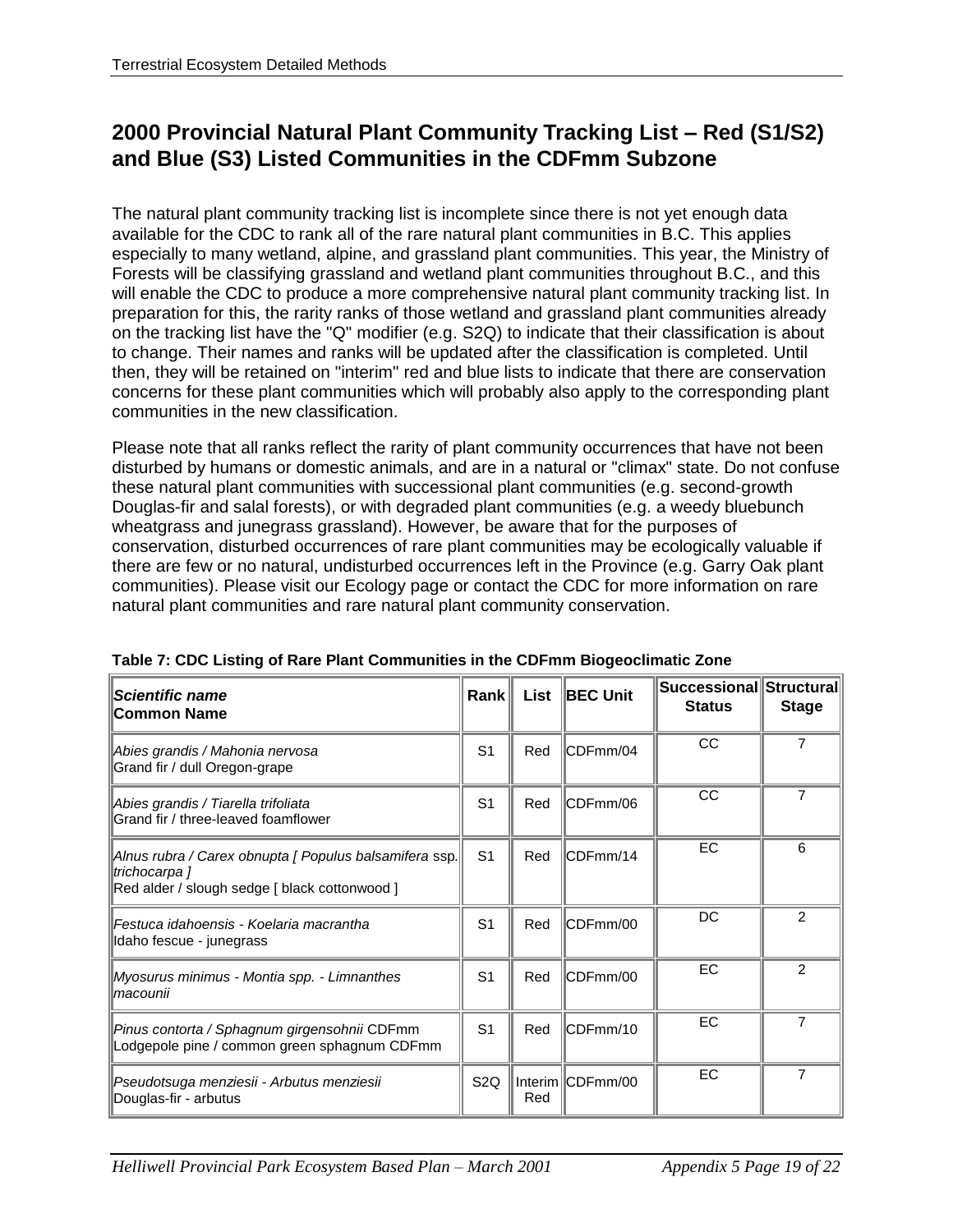## 2000 Provincial Natural Plant Community Tracking List – Red (S1/S2) and Blue (S3) Listed Communities in the CDFmm Subzone

The natural plant community tracking list is incomplete since there is not yet enough data available for the CDC to rank all of the rare natural plant communities in B.C. This applies especially to many wetland, alpine, and grassland plant communities. This year, the Ministry of Forests will be classifying grassland and wetland plant communities throughout B.C., and this will enable the CDC to produce a more comprehensive natural plant community tracking list. In preparation for this, the rarity ranks of those wetland and grassland plant communities already on the tracking list have the "Q" modifier (e.g. S2Q) to indicate that their classification is about to change. Their names and ranks will be updated after the classification is completed. Until then, they will be retained on "interim" red and blue lists to indicate that there are conservation concerns for these plant communities which will probably also apply to the corresponding plant communities in the new classification.

Please note that all ranks reflect the rarity of plant community occurrences that have not been disturbed by humans or domestic animals, and are in a natural or "climax" state. Do not confuse these natural plant communities with successional plant communities (e.g. second-growth Douglas-fir and salal forests), or with degraded plant communities (e.g. a weedy bluebunch wheatgrass and junegrass grassland). However, be aware that for the purposes of conservation, disturbed occurrences of rare plant communities may be ecologically valuable if there are few or no natural, undisturbed occurrences left in the Province (e.g. Garry Oak plant communities). Please visit our Ecology page or contact the CDC for more information on rare natural plant communities and rare natural plant community conservation.

**Table 7: CDC Listing of Rare Plant Communities in the CDFmm Biogeoclimatic Zone**

| ***Scientific name*** **Common Name** | **Rank** | **List** | **BEC Unit** | **Successional Status** | **Structural Stage** |
|---|---|---|---|---|---|
| *Abies grandis / Mahonia nervosa* Grand fir / dull Oregon-grape | S1 | Red | CDFmm/04 | CC | 7 |
| *Abies grandis / Tiarella trifoliata* Grand fir / three-leaved foamflower | S1 | Red | CDFmm/06 | CC | 7 |
| *Alnus rubra / Carex obnupta [ Populus balsamifera* ssp. *trichocarpa ]* Red alder / slough sedge [ black cottonwood ] | S1 | Red | CDFmm/14 | EC | 6 |
| *Festuca idahoensis - Koelaria macrantha* Idaho fescue - junegrass | S1 | Red | CDFmm/00 | DC | 2 |
| *Myosurus minimus - Montia spp. - Limnanthes macounii* | S1 | Red | CDFmm/00 | EC | 2 |
| *Pinus contorta / Sphagnum girgensohnii* CDFmm Lodgepole pine / common green sphagnum CDFmm | S1 | Red | CDFmm/10 | EC | 7 |
| *Pseudotsuga menziesii - Arbutus menziesii* Douglas-fir - arbutus | S2Q | Interim Red | CDFmm/00 | EC | 7 |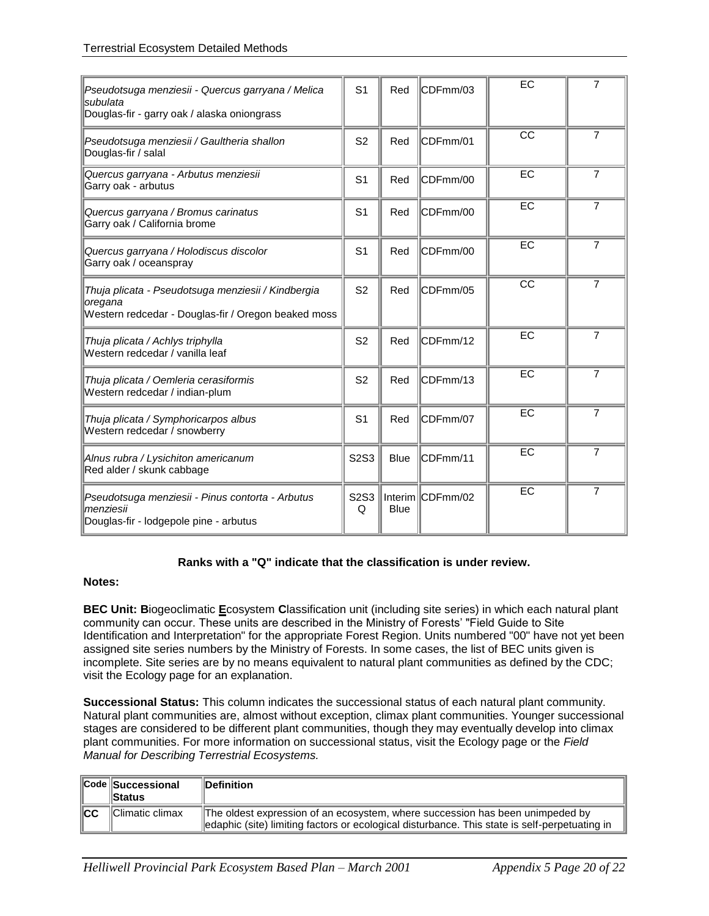| | | | | | |
|---|---|---|---|---|---|
| *Pseudotsuga menziesii - Quercus garryana / Melica subulata*<br>Douglas-fir - garry oak / alaska oniongrass | S1 | Red | CDFmm/03 | EC | 7 |
| *Pseudotsuga menziesii / Gaultheria shallon*<br>Douglas-fir / salal | S2 | Red | CDFmm/01 | CC | 7 |
| *Quercus garryana - Arbutus menziesii*<br>Garry oak - arbutus | S1 | Red | CDFmm/00 | EC | 7 |
| *Quercus garryana / Bromus carinatus*<br>Garry oak / California brome | S1 | Red | CDFmm/00 | EC | 7 |
| *Quercus garryana / Holodiscus discolor*<br>Garry oak / oceanspray | S1 | Red | CDFmm/00 | EC | 7 |
| *Thuja plicata - Pseudotsuga menziesii / Kindbergia oregana*<br>Western redcedar - Douglas-fir / Oregon beaked moss | S2 | Red | CDFmm/05 | CC | 7 |
| *Thuja plicata / Achlys triphylla*<br>Western redcedar / vanilla leaf | S2 | Red | CDFmm/12 | EC | 7 |
| *Thuja plicata / Oemleria cerasiformis*<br>Western redcedar / indian-plum | S2 | Red | CDFmm/13 | EC | 7 |
| *Thuja plicata / Symphoricarpos albus*<br>Western redcedar / snowberry | S1 | Red | CDFmm/07 | EC | 7 |
| *Alnus rubra / Lysichiton americanum*<br>Red alder / skunk cabbage | S2S3 | Blue | CDFmm/11 | EC | 7 |
| *Pseudotsuga menziesii - Pinus contorta - Arbutus menziesii*<br>Douglas-fir - lodgepole pine - arbutus | S2S3 Q | Interim Blue | CDFmm/02 | EC | 7 |

**Ranks with a "Q" indicate that the classification is under review.**

**Notes:**

**BEC Unit: B**iogeoclimatic **E**cosystem **C**lassification unit (including site series) in which each natural plant community can occur. These units are described in the Ministry of Forests' "Field Guide to Site Identification and Interpretation" for the appropriate Forest Region. Units numbered "00" have not yet been assigned site series numbers by the Ministry of Forests. In some cases, the list of BEC units given is incomplete. Site series are by no means equivalent to natural plant communities as defined by the CDC; visit the Ecology page for an explanation.

**Successional Status:** This column indicates the successional status of each natural plant community. Natural plant communities are, almost without exception, climax plant communities. Younger successional stages are considered to be different plant communities, though they may eventually develop into climax plant communities. For more information on successional status, visit the Ecology page or the *Field Manual for Describing Terrestrial Ecosystems.*

| Code | Successional Status | Definition |
|---|---|---|
| **CC** | Climatic climax | The oldest expression of an ecosystem, where succession has been unimpeded by edaphic (site) limiting factors or ecological disturbance. This state is self-perpetuating in |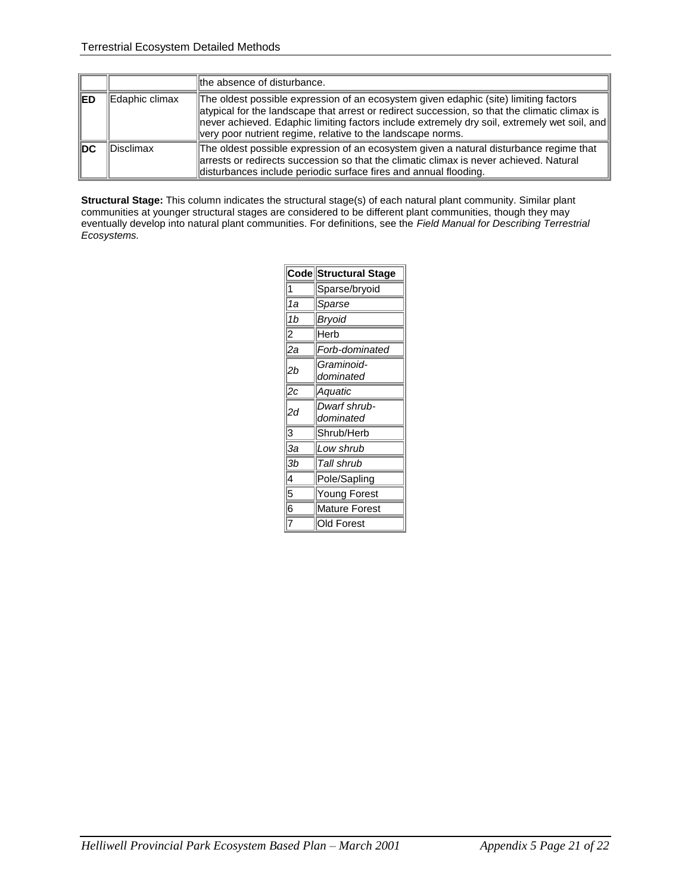| | | the absence of disturbance. |
|---|---|---|
| **ED** | Edaphic climax | The oldest possible expression of an ecosystem given edaphic (site) limiting factors atypical for the landscape that arrest or redirect succession, so that the climatic climax is never achieved. Edaphic limiting factors include extremely dry soil, extremely wet soil, and very poor nutrient regime, relative to the landscape norms. |
| **DC** | Disclimax | The oldest possible expression of an ecosystem given a natural disturbance regime that arrests or redirects succession so that the climatic climax is never achieved. Natural disturbances include periodic surface fires and annual flooding. |

**Structural Stage:** This column indicates the structural stage(s) of each natural plant community. Similar plant communities at younger structural stages are considered to be different plant communities, though they may eventually develop into natural plant communities. For definitions, see the *Field Manual for Describing Terrestrial Ecosystems.*

| Code | Structural Stage |
|---|---|
| 1 | Sparse/bryoid |
| *1a* | *Sparse* |
| *1b* | *Bryoid* |
| 2 | Herb |
| *2a* | *Forb-dominated* |
| *2b* | *Graminoid-dominated* |
| *2c* | *Aquatic* |
| *2d* | *Dwarf shrub-dominated* |
| 3 | Shrub/Herb |
| *3a* | *Low shrub* |
| *3b* | *Tall shrub* |
| 4 | Pole/Sapling |
| 5 | Young Forest |
| 6 | Mature Forest |
| 7 | Old Forest |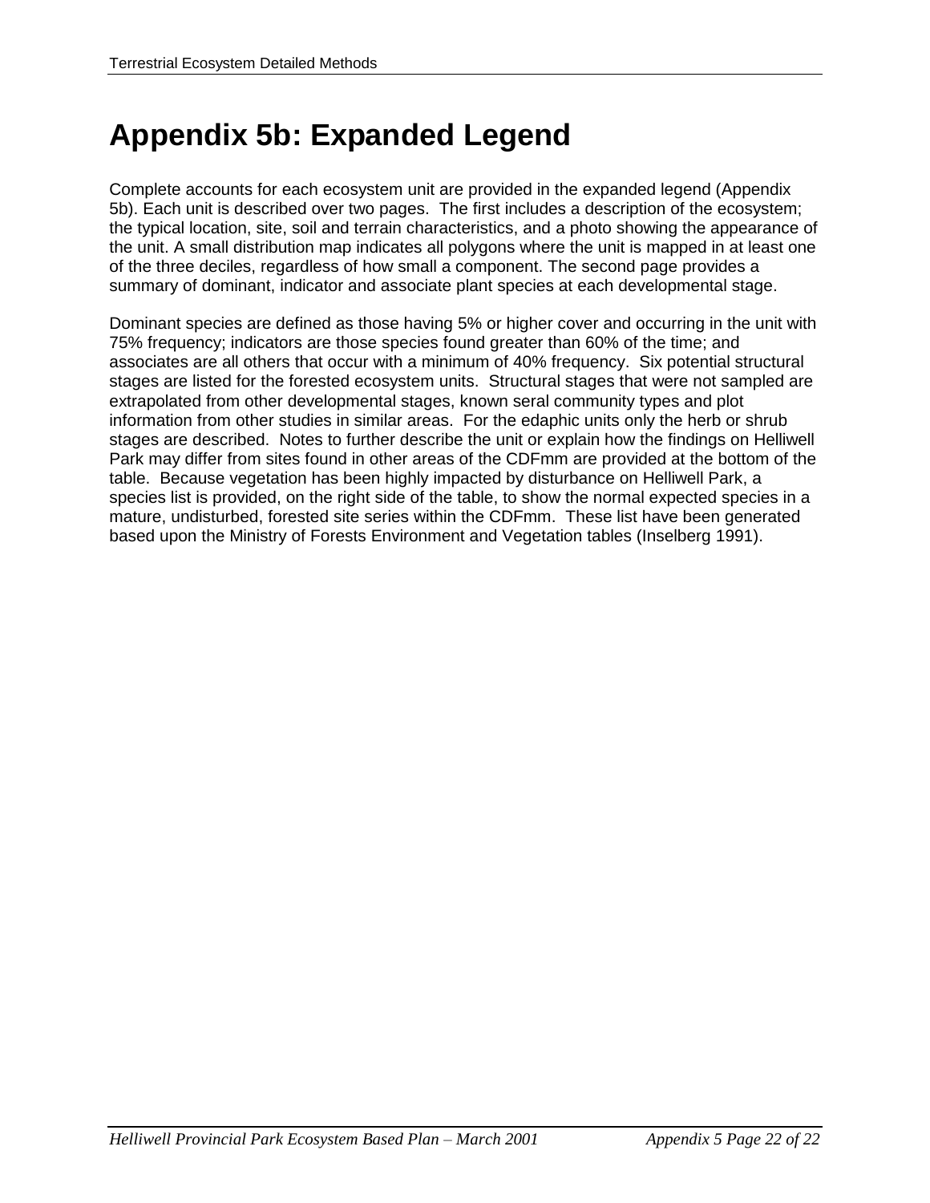# Appendix 5b: Expanded Legend

Complete accounts for each ecosystem unit are provided in the expanded legend (Appendix 5b). Each unit is described over two pages. The first includes a description of the ecosystem; the typical location, site, soil and terrain characteristics, and a photo showing the appearance of the unit. A small distribution map indicates all polygons where the unit is mapped in at least one of the three deciles, regardless of how small a component. The second page provides a summary of dominant, indicator and associate plant species at each developmental stage.

Dominant species are defined as those having 5% or higher cover and occurring in the unit with 75% frequency; indicators are those species found greater than 60% of the time; and associates are all others that occur with a minimum of 40% frequency. Six potential structural stages are listed for the forested ecosystem units. Structural stages that were not sampled are extrapolated from other developmental stages, known seral community types and plot information from other studies in similar areas. For the edaphic units only the herb or shrub stages are described. Notes to further describe the unit or explain how the findings on Helliwell Park may differ from sites found in other areas of the CDFmm are provided at the bottom of the table. Because vegetation has been highly impacted by disturbance on Helliwell Park, a species list is provided, on the right side of the table, to show the normal expected species in a mature, undisturbed, forested site series within the CDFmm. These list have been generated based upon the Ministry of Forests Environment and Vegetation tables (Inselberg 1991).